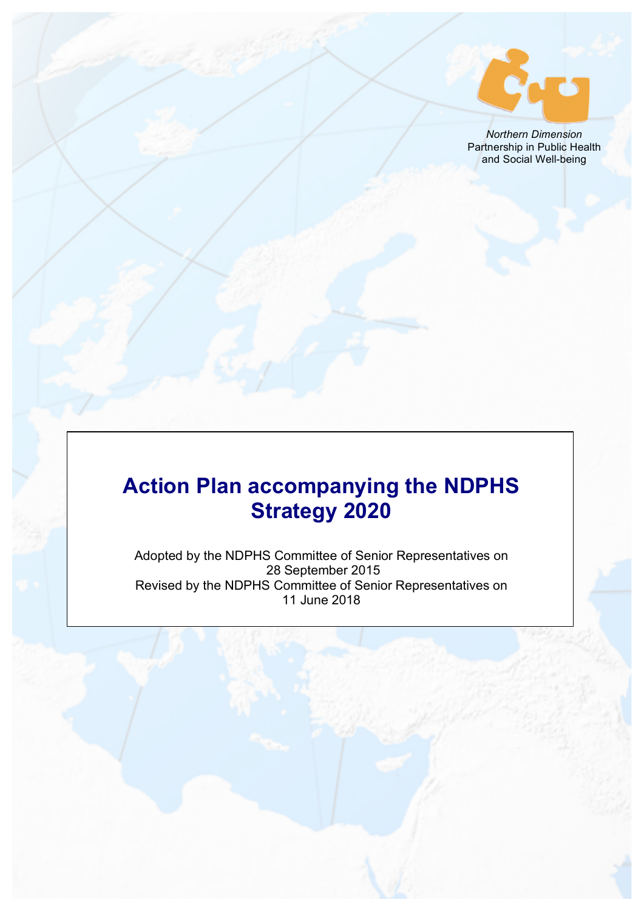*Northern Dimension*
Partnership in Public Health
and Social Well-being

# Action Plan accompanying the NDPHS Strategy 2020

Adopted by the NDPHS Committee of Senior Representatives on 28 September 2015
Revised by the NDPHS Committee of Senior Representatives on 11 June 2018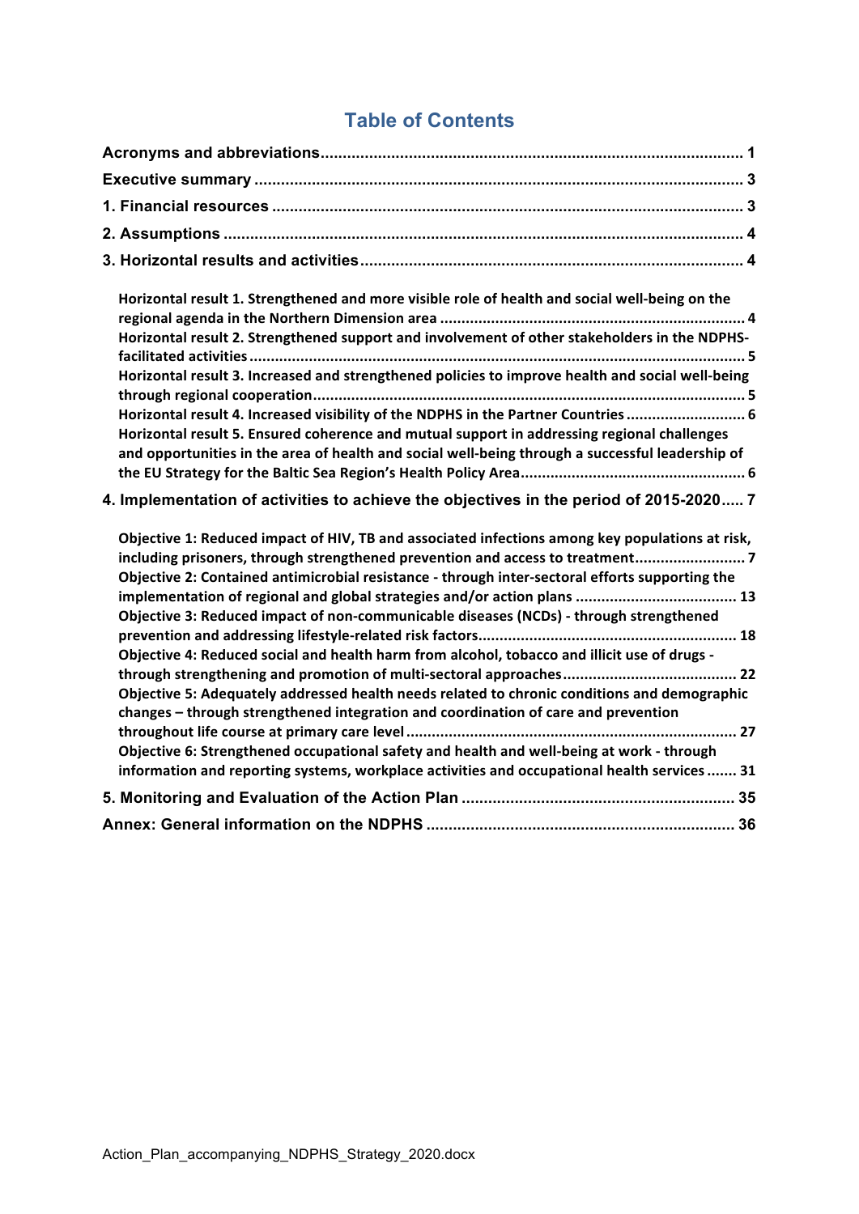# Table of Contents

**Acronyms and abbreviations** ... 1

**Executive summary** ... 3

**1. Financial resources** ... 3

**2. Assumptions** ... 4

**3. Horizontal results and activities** ... 4

- **Horizontal result 1. Strengthened and more visible role of health and social well-being on the regional agenda in the Northern Dimension area** ... 4
- **Horizontal result 2. Strengthened support and involvement of other stakeholders in the NDPHS-facilitated activities** ... 5
- **Horizontal result 3. Increased and strengthened policies to improve health and social well-being through regional cooperation** ... 5
- **Horizontal result 4. Increased visibility of the NDPHS in the Partner Countries** ... 6
- **Horizontal result 5. Ensured coherence and mutual support in addressing regional challenges and opportunities in the area of health and social well-being through a successful leadership of the EU Strategy for the Baltic Sea Region's Health Policy Area** ... 6

**4. Implementation of activities to achieve the objectives in the period of 2015-2020** ... 7

- **Objective 1: Reduced impact of HIV, TB and associated infections among key populations at risk, including prisoners, through strengthened prevention and access to treatment** ... 7
- **Objective 2: Contained antimicrobial resistance - through inter-sectoral efforts supporting the implementation of regional and global strategies and/or action plans** ... 13
- **Objective 3: Reduced impact of non-communicable diseases (NCDs) - through strengthened prevention and addressing lifestyle-related risk factors** ... 18
- **Objective 4: Reduced social and health harm from alcohol, tobacco and illicit use of drugs - through strengthening and promotion of multi-sectoral approaches** ... 22
- **Objective 5: Adequately addressed health needs related to chronic conditions and demographic changes – through strengthened integration and coordination of care and prevention throughout life course at primary care level** ... 27
- **Objective 6: Strengthened occupational safety and health and well-being at work - through information and reporting systems, workplace activities and occupational health services** ... 31

**5. Monitoring and Evaluation of the Action Plan** ... 35

**Annex: General information on the NDPHS** ... 36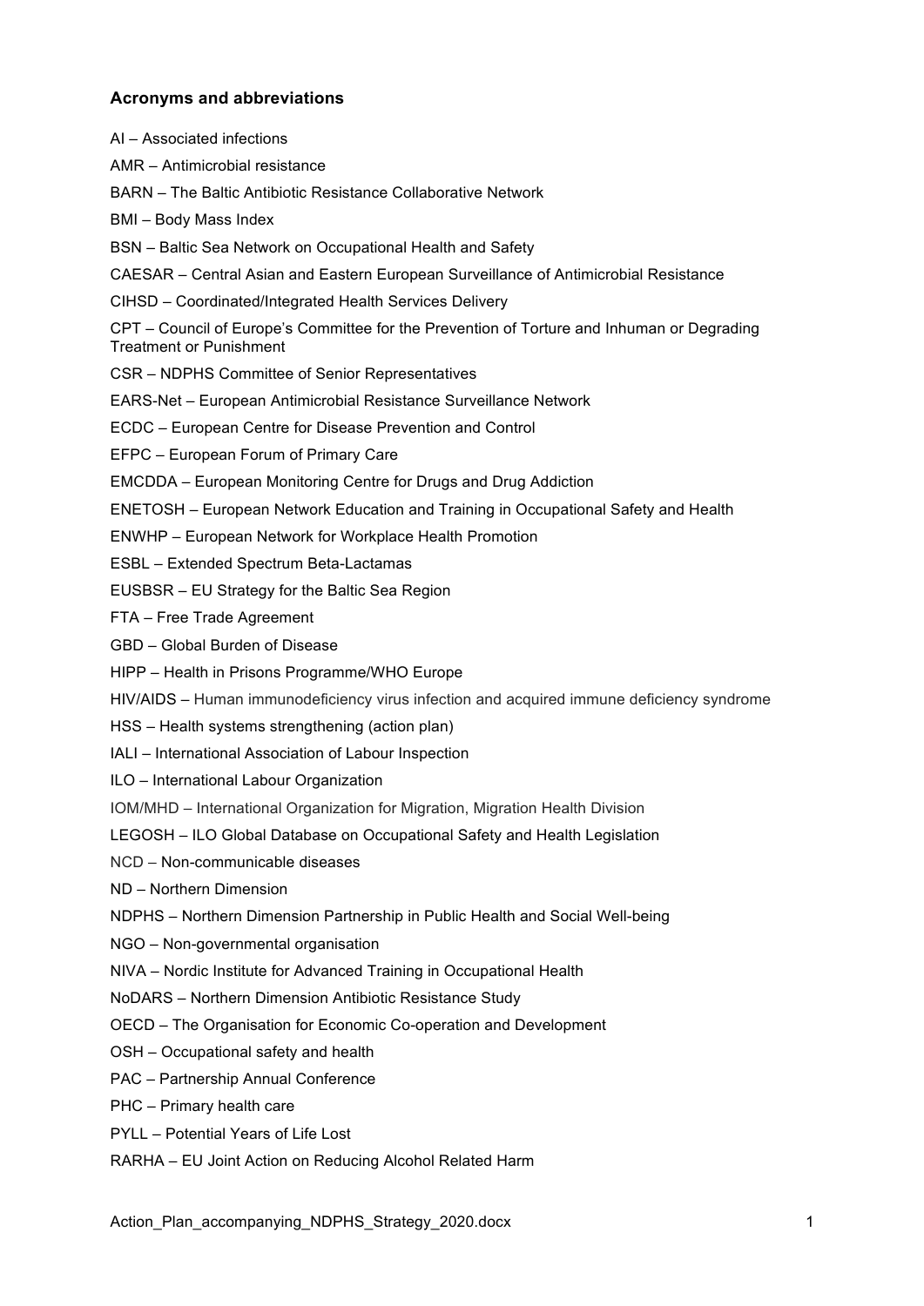### Acronyms and abbreviations

AI – Associated infections

AMR – Antimicrobial resistance

BARN – The Baltic Antibiotic Resistance Collaborative Network

BMI – Body Mass Index

BSN – Baltic Sea Network on Occupational Health and Safety

CAESAR – Central Asian and Eastern European Surveillance of Antimicrobial Resistance

CIHSD – Coordinated/Integrated Health Services Delivery

CPT – Council of Europe's Committee for the Prevention of Torture and Inhuman or Degrading Treatment or Punishment

CSR – NDPHS Committee of Senior Representatives

EARS-Net – European Antimicrobial Resistance Surveillance Network

ECDC – European Centre for Disease Prevention and Control

EFPC – European Forum of Primary Care

EMCDDA – European Monitoring Centre for Drugs and Drug Addiction

ENETOSH – European Network Education and Training in Occupational Safety and Health

ENWHP – European Network for Workplace Health Promotion

ESBL – Extended Spectrum Beta-Lactamas

EUSBSR – EU Strategy for the Baltic Sea Region

FTA – Free Trade Agreement

GBD – Global Burden of Disease

HIPP – Health in Prisons Programme/WHO Europe

HIV/AIDS – Human immunodeficiency virus infection and acquired immune deficiency syndrome

HSS – Health systems strengthening (action plan)

IALI – International Association of Labour Inspection

ILO – International Labour Organization

IOM/MHD – International Organization for Migration, Migration Health Division

LEGOSH – ILO Global Database on Occupational Safety and Health Legislation

NCD – Non-communicable diseases

ND – Northern Dimension

NDPHS – Northern Dimension Partnership in Public Health and Social Well-being

NGO – Non-governmental organisation

NIVA – Nordic Institute for Advanced Training in Occupational Health

NoDARS – Northern Dimension Antibiotic Resistance Study

OECD – The Organisation for Economic Co-operation and Development

OSH – Occupational safety and health

PAC – Partnership Annual Conference

PHC – Primary health care

PYLL – Potential Years of Life Lost

RARHA – EU Joint Action on Reducing Alcohol Related Harm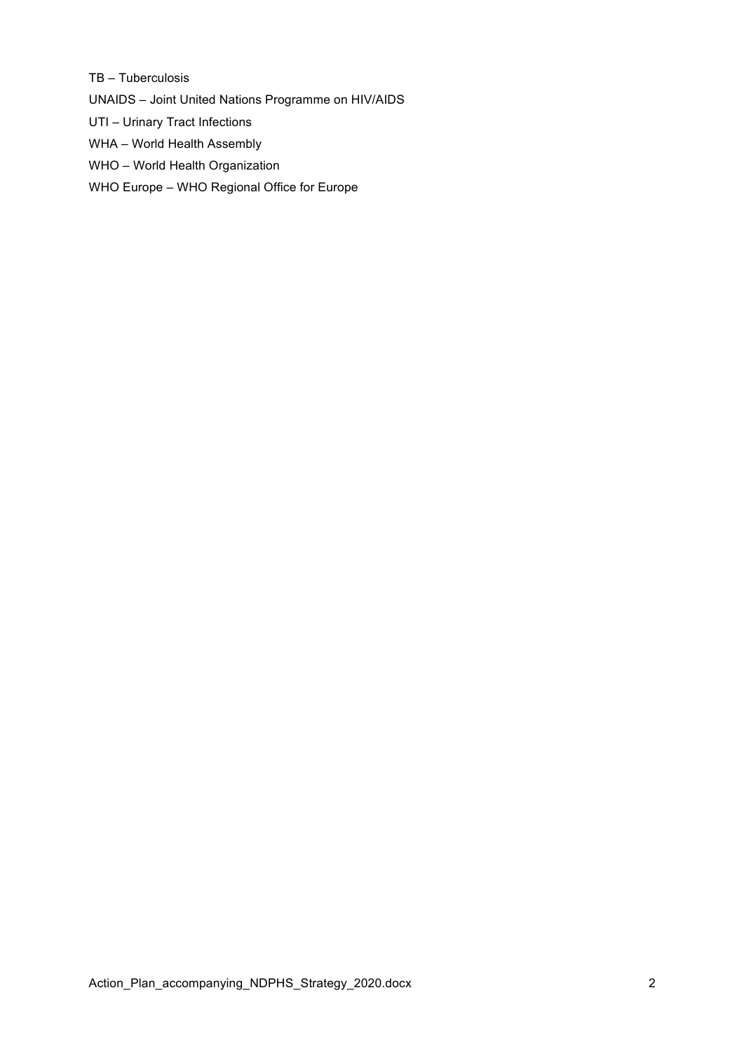TB – Tuberculosis

UNAIDS – Joint United Nations Programme on HIV/AIDS

UTI – Urinary Tract Infections

WHA – World Health Assembly

WHO – World Health Organization

WHO Europe – WHO Regional Office for Europe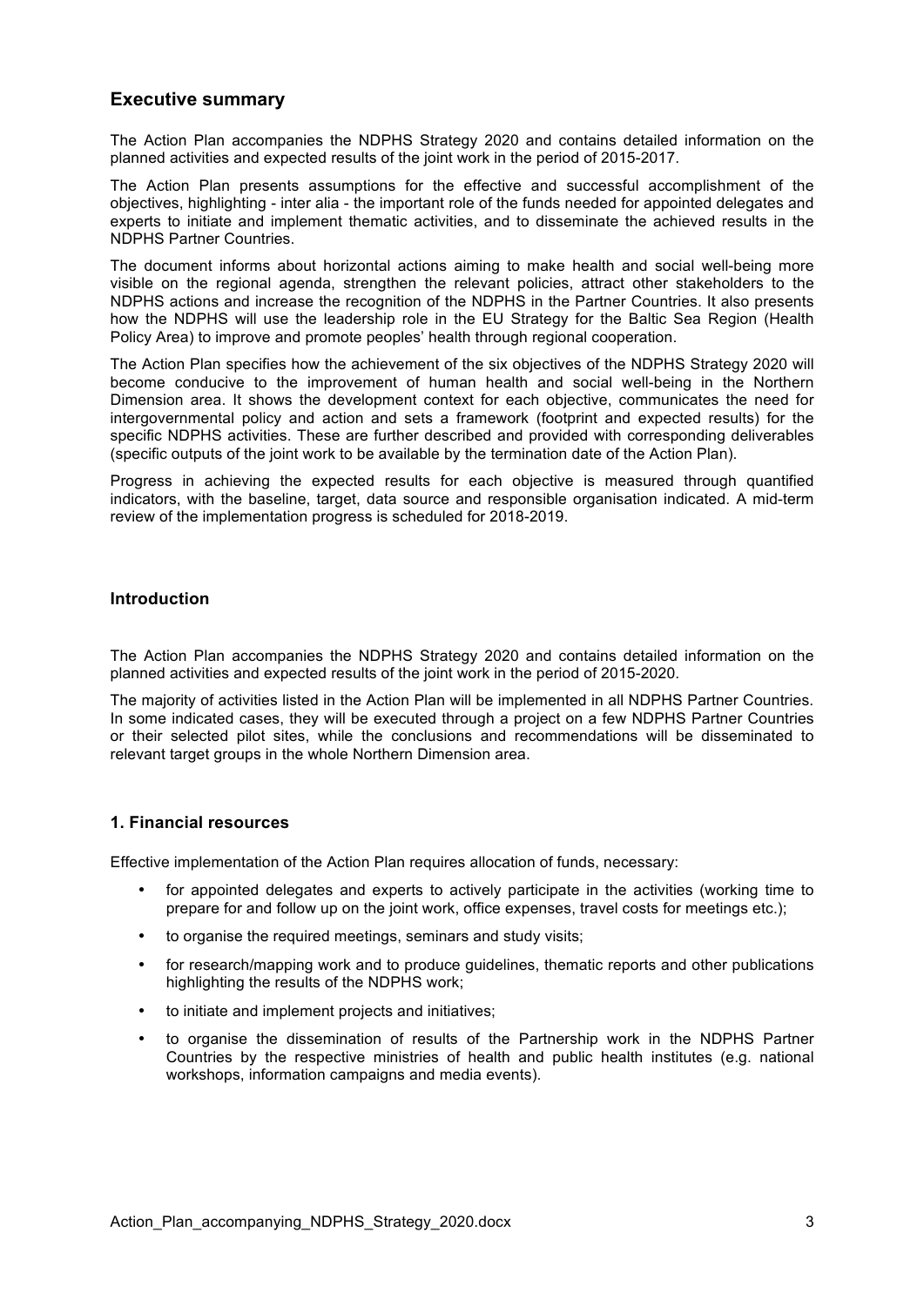## Executive summary

The Action Plan accompanies the NDPHS Strategy 2020 and contains detailed information on the planned activities and expected results of the joint work in the period of 2015-2017.

The Action Plan presents assumptions for the effective and successful accomplishment of the objectives, highlighting - inter alia - the important role of the funds needed for appointed delegates and experts to initiate and implement thematic activities, and to disseminate the achieved results in the NDPHS Partner Countries.

The document informs about horizontal actions aiming to make health and social well-being more visible on the regional agenda, strengthen the relevant policies, attract other stakeholders to the NDPHS actions and increase the recognition of the NDPHS in the Partner Countries. It also presents how the NDPHS will use the leadership role in the EU Strategy for the Baltic Sea Region (Health Policy Area) to improve and promote peoples' health through regional cooperation.

The Action Plan specifies how the achievement of the six objectives of the NDPHS Strategy 2020 will become conducive to the improvement of human health and social well-being in the Northern Dimension area. It shows the development context for each objective, communicates the need for intergovernmental policy and action and sets a framework (footprint and expected results) for the specific NDPHS activities. These are further described and provided with corresponding deliverables (specific outputs of the joint work to be available by the termination date of the Action Plan).

Progress in achieving the expected results for each objective is measured through quantified indicators, with the baseline, target, data source and responsible organisation indicated. A mid-term review of the implementation progress is scheduled for 2018-2019.

### Introduction

The Action Plan accompanies the NDPHS Strategy 2020 and contains detailed information on the planned activities and expected results of the joint work in the period of 2015-2020.

The majority of activities listed in the Action Plan will be implemented in all NDPHS Partner Countries. In some indicated cases, they will be executed through a project on a few NDPHS Partner Countries or their selected pilot sites, while the conclusions and recommendations will be disseminated to relevant target groups in the whole Northern Dimension area.

### 1. Financial resources

Effective implementation of the Action Plan requires allocation of funds, necessary:

- for appointed delegates and experts to actively participate in the activities (working time to prepare for and follow up on the joint work, office expenses, travel costs for meetings etc.);
- to organise the required meetings, seminars and study visits;
- for research/mapping work and to produce guidelines, thematic reports and other publications highlighting the results of the NDPHS work;
- to initiate and implement projects and initiatives;
- to organise the dissemination of results of the Partnership work in the NDPHS Partner Countries by the respective ministries of health and public health institutes (e.g. national workshops, information campaigns and media events).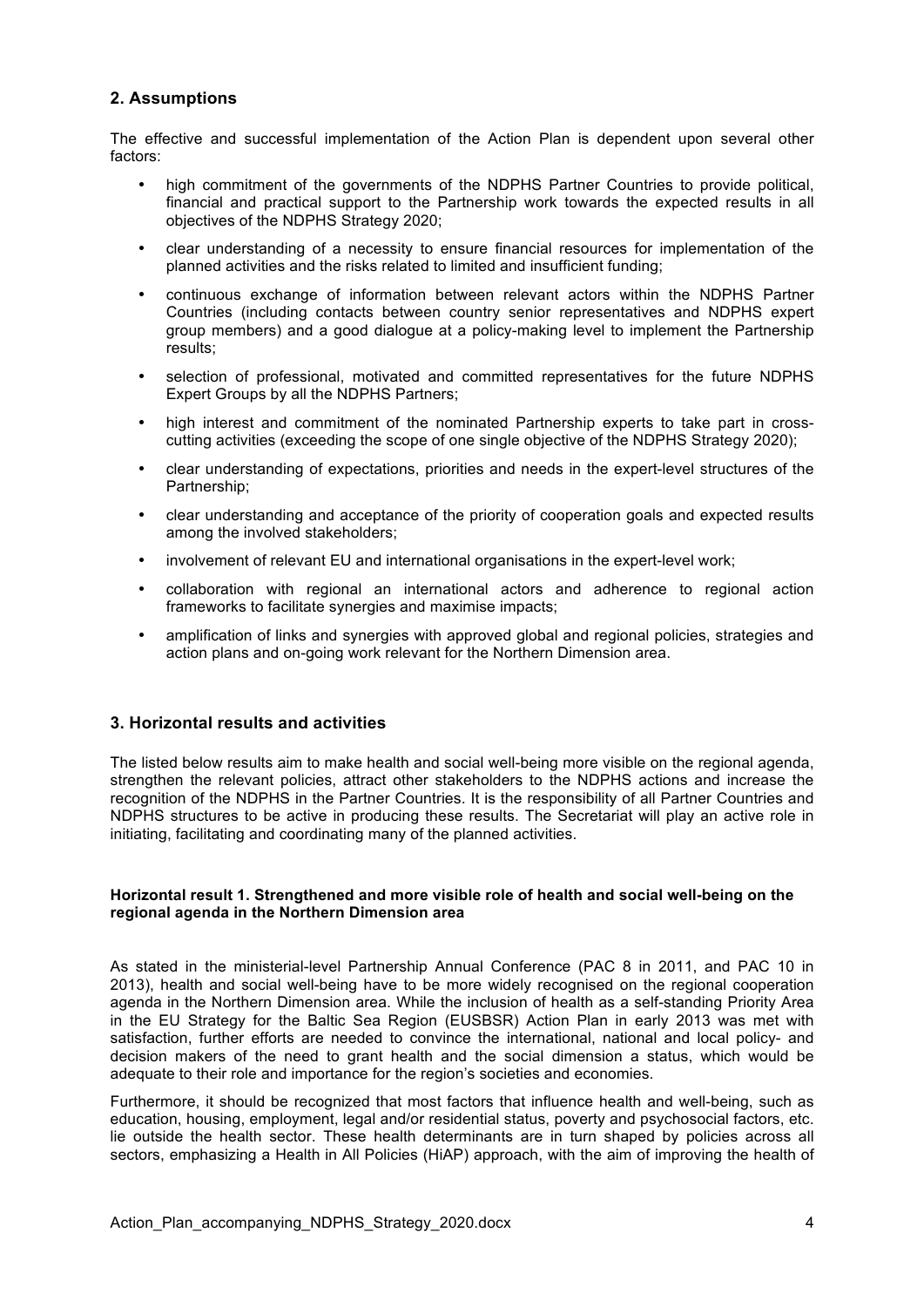## 2. Assumptions

The effective and successful implementation of the Action Plan is dependent upon several other factors:

- high commitment of the governments of the NDPHS Partner Countries to provide political, financial and practical support to the Partnership work towards the expected results in all objectives of the NDPHS Strategy 2020;
- clear understanding of a necessity to ensure financial resources for implementation of the planned activities and the risks related to limited and insufficient funding;
- continuous exchange of information between relevant actors within the NDPHS Partner Countries (including contacts between country senior representatives and NDPHS expert group members) and a good dialogue at a policy-making level to implement the Partnership results;
- selection of professional, motivated and committed representatives for the future NDPHS Expert Groups by all the NDPHS Partners;
- high interest and commitment of the nominated Partnership experts to take part in cross-cutting activities (exceeding the scope of one single objective of the NDPHS Strategy 2020);
- clear understanding of expectations, priorities and needs in the expert-level structures of the Partnership;
- clear understanding and acceptance of the priority of cooperation goals and expected results among the involved stakeholders;
- involvement of relevant EU and international organisations in the expert-level work;
- collaboration with regional an international actors and adherence to regional action frameworks to facilitate synergies and maximise impacts;
- amplification of links and synergies with approved global and regional policies, strategies and action plans and on-going work relevant for the Northern Dimension area.

## 3. Horizontal results and activities

The listed below results aim to make health and social well-being more visible on the regional agenda, strengthen the relevant policies, attract other stakeholders to the NDPHS actions and increase the recognition of the NDPHS in the Partner Countries. It is the responsibility of all Partner Countries and NDPHS structures to be active in producing these results. The Secretariat will play an active role in initiating, facilitating and coordinating many of the planned activities.

**Horizontal result 1. Strengthened and more visible role of health and social well-being on the regional agenda in the Northern Dimension area**

As stated in the ministerial-level Partnership Annual Conference (PAC 8 in 2011, and PAC 10 in 2013), health and social well-being have to be more widely recognised on the regional cooperation agenda in the Northern Dimension area. While the inclusion of health as a self-standing Priority Area in the EU Strategy for the Baltic Sea Region (EUSBSR) Action Plan in early 2013 was met with satisfaction, further efforts are needed to convince the international, national and local policy- and decision makers of the need to grant health and the social dimension a status, which would be adequate to their role and importance for the region's societies and economies.

Furthermore, it should be recognized that most factors that influence health and well-being, such as education, housing, employment, legal and/or residential status, poverty and psychosocial factors, etc. lie outside the health sector. These health determinants are in turn shaped by policies across all sectors, emphasizing a Health in All Policies (HiAP) approach, with the aim of improving the health of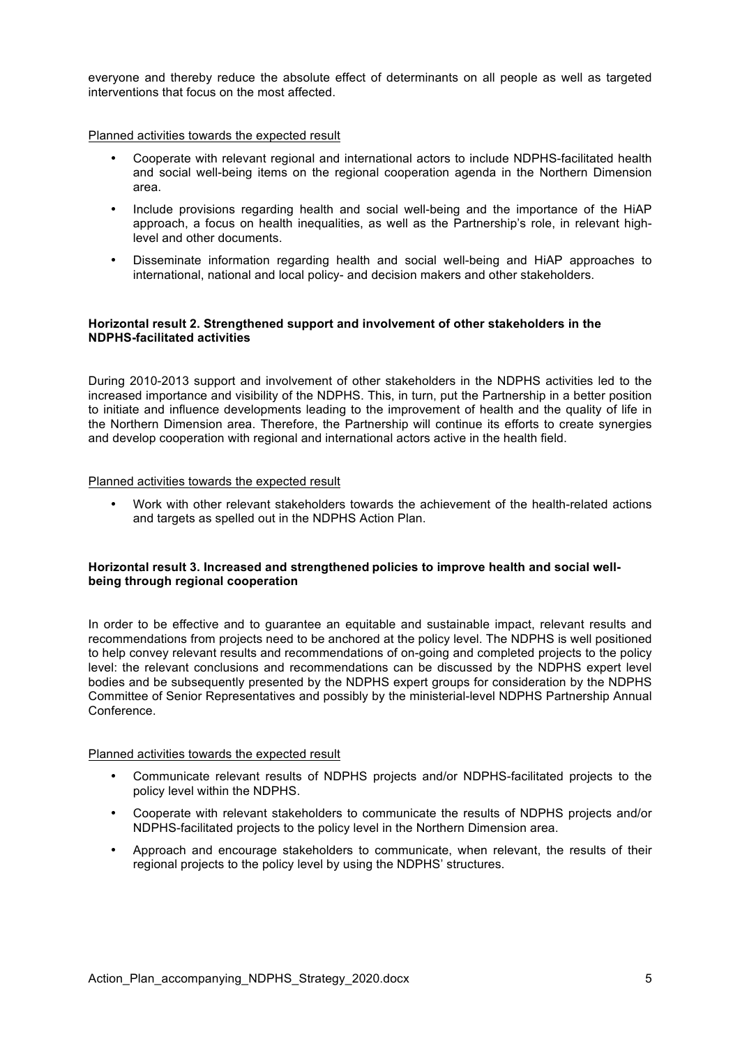everyone and thereby reduce the absolute effect of determinants on all people as well as targeted interventions that focus on the most affected.

Planned activities towards the expected result

- Cooperate with relevant regional and international actors to include NDPHS-facilitated health and social well-being items on the regional cooperation agenda in the Northern Dimension area.
- Include provisions regarding health and social well-being and the importance of the HiAP approach, a focus on health inequalities, as well as the Partnership's role, in relevant high-level and other documents.
- Disseminate information regarding health and social well-being and HiAP approaches to international, national and local policy- and decision makers and other stakeholders.

**Horizontal result 2. Strengthened support and involvement of other stakeholders in the NDPHS-facilitated activities**

During 2010-2013 support and involvement of other stakeholders in the NDPHS activities led to the increased importance and visibility of the NDPHS. This, in turn, put the Partnership in a better position to initiate and influence developments leading to the improvement of health and the quality of life in the Northern Dimension area. Therefore, the Partnership will continue its efforts to create synergies and develop cooperation with regional and international actors active in the health field.

Planned activities towards the expected result

- Work with other relevant stakeholders towards the achievement of the health-related actions and targets as spelled out in the NDPHS Action Plan.

**Horizontal result 3. Increased and strengthened policies to improve health and social well-being through regional cooperation**

In order to be effective and to guarantee an equitable and sustainable impact, relevant results and recommendations from projects need to be anchored at the policy level. The NDPHS is well positioned to help convey relevant results and recommendations of on-going and completed projects to the policy level: the relevant conclusions and recommendations can be discussed by the NDPHS expert level bodies and be subsequently presented by the NDPHS expert groups for consideration by the NDPHS Committee of Senior Representatives and possibly by the ministerial-level NDPHS Partnership Annual Conference.

Planned activities towards the expected result

- Communicate relevant results of NDPHS projects and/or NDPHS-facilitated projects to the policy level within the NDPHS.
- Cooperate with relevant stakeholders to communicate the results of NDPHS projects and/or NDPHS-facilitated projects to the policy level in the Northern Dimension area.
- Approach and encourage stakeholders to communicate, when relevant, the results of their regional projects to the policy level by using the NDPHS' structures.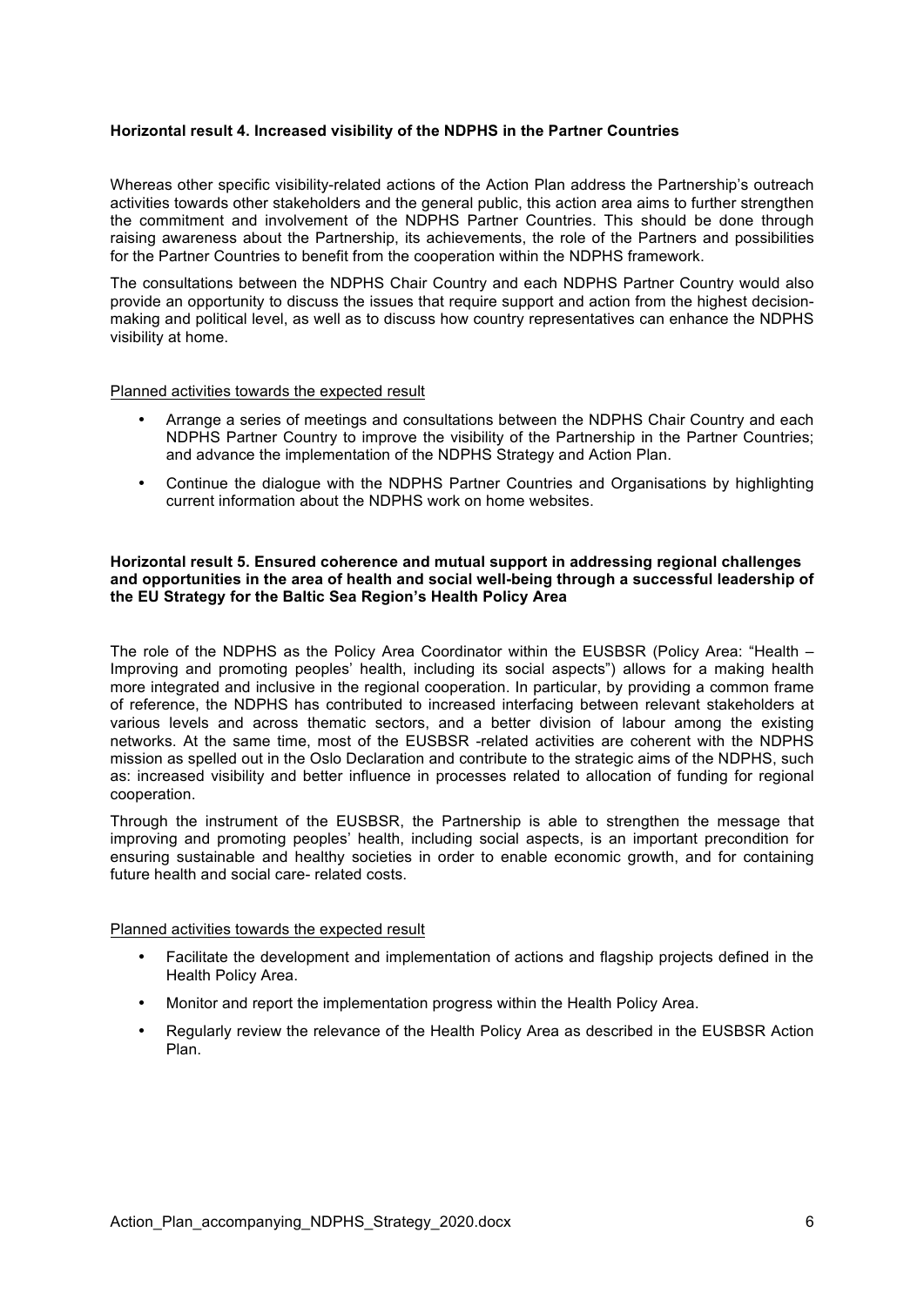**Horizontal result 4. Increased visibility of the NDPHS in the Partner Countries**

Whereas other specific visibility-related actions of the Action Plan address the Partnership's outreach activities towards other stakeholders and the general public, this action area aims to further strengthen the commitment and involvement of the NDPHS Partner Countries. This should be done through raising awareness about the Partnership, its achievements, the role of the Partners and possibilities for the Partner Countries to benefit from the cooperation within the NDPHS framework.

The consultations between the NDPHS Chair Country and each NDPHS Partner Country would also provide an opportunity to discuss the issues that require support and action from the highest decision-making and political level, as well as to discuss how country representatives can enhance the NDPHS visibility at home.

Planned activities towards the expected result

- Arrange a series of meetings and consultations between the NDPHS Chair Country and each NDPHS Partner Country to improve the visibility of the Partnership in the Partner Countries; and advance the implementation of the NDPHS Strategy and Action Plan.
- Continue the dialogue with the NDPHS Partner Countries and Organisations by highlighting current information about the NDPHS work on home websites.

**Horizontal result 5. Ensured coherence and mutual support in addressing regional challenges and opportunities in the area of health and social well-being through a successful leadership of the EU Strategy for the Baltic Sea Region's Health Policy Area**

The role of the NDPHS as the Policy Area Coordinator within the EUSBSR (Policy Area: "Health – Improving and promoting peoples' health, including its social aspects") allows for a making health more integrated and inclusive in the regional cooperation. In particular, by providing a common frame of reference, the NDPHS has contributed to increased interfacing between relevant stakeholders at various levels and across thematic sectors, and a better division of labour among the existing networks. At the same time, most of the EUSBSR -related activities are coherent with the NDPHS mission as spelled out in the Oslo Declaration and contribute to the strategic aims of the NDPHS, such as: increased visibility and better influence in processes related to allocation of funding for regional cooperation.

Through the instrument of the EUSBSR, the Partnership is able to strengthen the message that improving and promoting peoples' health, including social aspects, is an important precondition for ensuring sustainable and healthy societies in order to enable economic growth, and for containing future health and social care- related costs.

Planned activities towards the expected result

- Facilitate the development and implementation of actions and flagship projects defined in the Health Policy Area.
- Monitor and report the implementation progress within the Health Policy Area.
- Regularly review the relevance of the Health Policy Area as described in the EUSBSR Action Plan.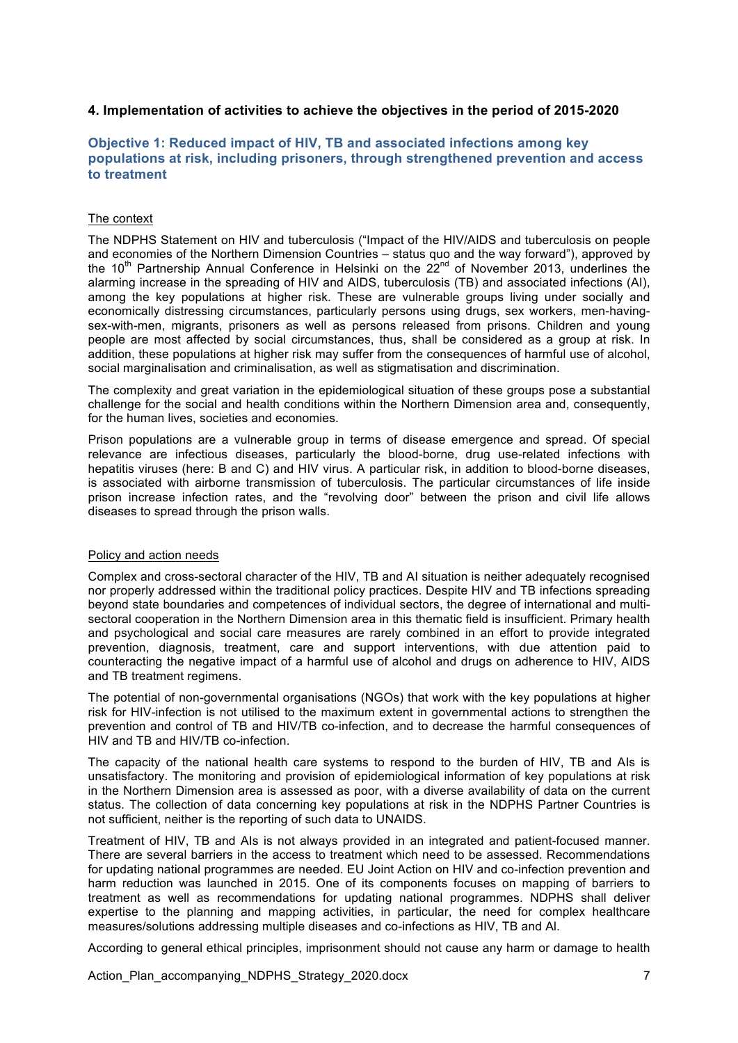## 4. Implementation of activities to achieve the objectives in the period of 2015-2020

### Objective 1: Reduced impact of HIV, TB and associated infections among key populations at risk, including prisoners, through strengthened prevention and access to treatment

The context

The NDPHS Statement on HIV and tuberculosis ("Impact of the HIV/AIDS and tuberculosis on people and economies of the Northern Dimension Countries – status quo and the way forward"), approved by the 10th Partnership Annual Conference in Helsinki on the 22nd of November 2013, underlines the alarming increase in the spreading of HIV and AIDS, tuberculosis (TB) and associated infections (AI), among the key populations at higher risk. These are vulnerable groups living under socially and economically distressing circumstances, particularly persons using drugs, sex workers, men-having-sex-with-men, migrants, prisoners as well as persons released from prisons. Children and young people are most affected by social circumstances, thus, shall be considered as a group at risk. In addition, these populations at higher risk may suffer from the consequences of harmful use of alcohol, social marginalisation and criminalisation, as well as stigmatisation and discrimination.

The complexity and great variation in the epidemiological situation of these groups pose a substantial challenge for the social and health conditions within the Northern Dimension area and, consequently, for the human lives, societies and economies.

Prison populations are a vulnerable group in terms of disease emergence and spread. Of special relevance are infectious diseases, particularly the blood-borne, drug use-related infections with hepatitis viruses (here: B and C) and HIV virus. A particular risk, in addition to blood-borne diseases, is associated with airborne transmission of tuberculosis. The particular circumstances of life inside prison increase infection rates, and the "revolving door" between the prison and civil life allows diseases to spread through the prison walls.

Policy and action needs

Complex and cross-sectoral character of the HIV, TB and AI situation is neither adequately recognised nor properly addressed within the traditional policy practices. Despite HIV and TB infections spreading beyond state boundaries and competences of individual sectors, the degree of international and multi-sectoral cooperation in the Northern Dimension area in this thematic field is insufficient. Primary health and psychological and social care measures are rarely combined in an effort to provide integrated prevention, diagnosis, treatment, care and support interventions, with due attention paid to counteracting the negative impact of a harmful use of alcohol and drugs on adherence to HIV, AIDS and TB treatment regimens.

The potential of non-governmental organisations (NGOs) that work with the key populations at higher risk for HIV-infection is not utilised to the maximum extent in governmental actions to strengthen the prevention and control of TB and HIV/TB co-infection, and to decrease the harmful consequences of HIV and TB and HIV/TB co-infection.

The capacity of the national health care systems to respond to the burden of HIV, TB and AIs is unsatisfactory. The monitoring and provision of epidemiological information of key populations at risk in the Northern Dimension area is assessed as poor, with a diverse availability of data on the current status. The collection of data concerning key populations at risk in the NDPHS Partner Countries is not sufficient, neither is the reporting of such data to UNAIDS.

Treatment of HIV, TB and AIs is not always provided in an integrated and patient-focused manner. There are several barriers in the access to treatment which need to be assessed. Recommendations for updating national programmes are needed. EU Joint Action on HIV and co-infection prevention and harm reduction was launched in 2015. One of its components focuses on mapping of barriers to treatment as well as recommendations for updating national programmes. NDPHS shall deliver expertise to the planning and mapping activities, in particular, the need for complex healthcare measures/solutions addressing multiple diseases and co-infections as HIV, TB and AI.

According to general ethical principles, imprisonment should not cause any harm or damage to health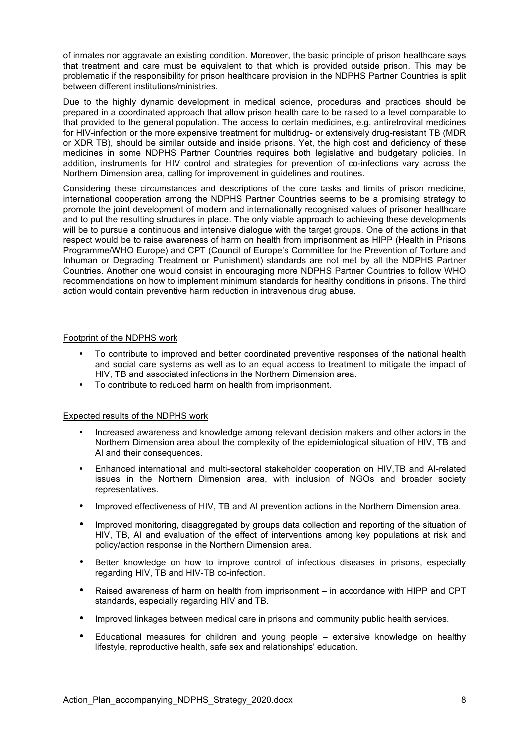of inmates nor aggravate an existing condition. Moreover, the basic principle of prison healthcare says that treatment and care must be equivalent to that which is provided outside prison. This may be problematic if the responsibility for prison healthcare provision in the NDPHS Partner Countries is split between different institutions/ministries.

Due to the highly dynamic development in medical science, procedures and practices should be prepared in a coordinated approach that allow prison health care to be raised to a level comparable to that provided to the general population. The access to certain medicines, e.g. antiretroviral medicines for HIV-infection or the more expensive treatment for multidrug- or extensively drug-resistant TB (MDR or XDR TB), should be similar outside and inside prisons. Yet, the high cost and deficiency of these medicines in some NDPHS Partner Countries requires both legislative and budgetary policies. In addition, instruments for HIV control and strategies for prevention of co-infections vary across the Northern Dimension area, calling for improvement in guidelines and routines.

Considering these circumstances and descriptions of the core tasks and limits of prison medicine, international cooperation among the NDPHS Partner Countries seems to be a promising strategy to promote the joint development of modern and internationally recognised values of prisoner healthcare and to put the resulting structures in place. The only viable approach to achieving these developments will be to pursue a continuous and intensive dialogue with the target groups. One of the actions in that respect would be to raise awareness of harm on health from imprisonment as HIPP (Health in Prisons Programme/WHO Europe) and CPT (Council of Europe's Committee for the Prevention of Torture and Inhuman or Degrading Treatment or Punishment) standards are not met by all the NDPHS Partner Countries. Another one would consist in encouraging more NDPHS Partner Countries to follow WHO recommendations on how to implement minimum standards for healthy conditions in prisons. The third action would contain preventive harm reduction in intravenous drug abuse.

Footprint of the NDPHS work

- To contribute to improved and better coordinated preventive responses of the national health and social care systems as well as to an equal access to treatment to mitigate the impact of HIV, TB and associated infections in the Northern Dimension area.
- To contribute to reduced harm on health from imprisonment.

Expected results of the NDPHS work

- Increased awareness and knowledge among relevant decision makers and other actors in the Northern Dimension area about the complexity of the epidemiological situation of HIV, TB and AI and their consequences.
- Enhanced international and multi-sectoral stakeholder cooperation on HIV,TB and AI-related issues in the Northern Dimension area, with inclusion of NGOs and broader society representatives.
- Improved effectiveness of HIV, TB and AI prevention actions in the Northern Dimension area.
- Improved monitoring, disaggregated by groups data collection and reporting of the situation of HIV, TB, AI and evaluation of the effect of interventions among key populations at risk and policy/action response in the Northern Dimension area.
- Better knowledge on how to improve control of infectious diseases in prisons, especially regarding HIV, TB and HIV-TB co-infection.
- Raised awareness of harm on health from imprisonment – in accordance with HIPP and CPT standards, especially regarding HIV and TB.
- Improved linkages between medical care in prisons and community public health services.
- Educational measures for children and young people – extensive knowledge on healthy lifestyle, reproductive health, safe sex and relationships' education.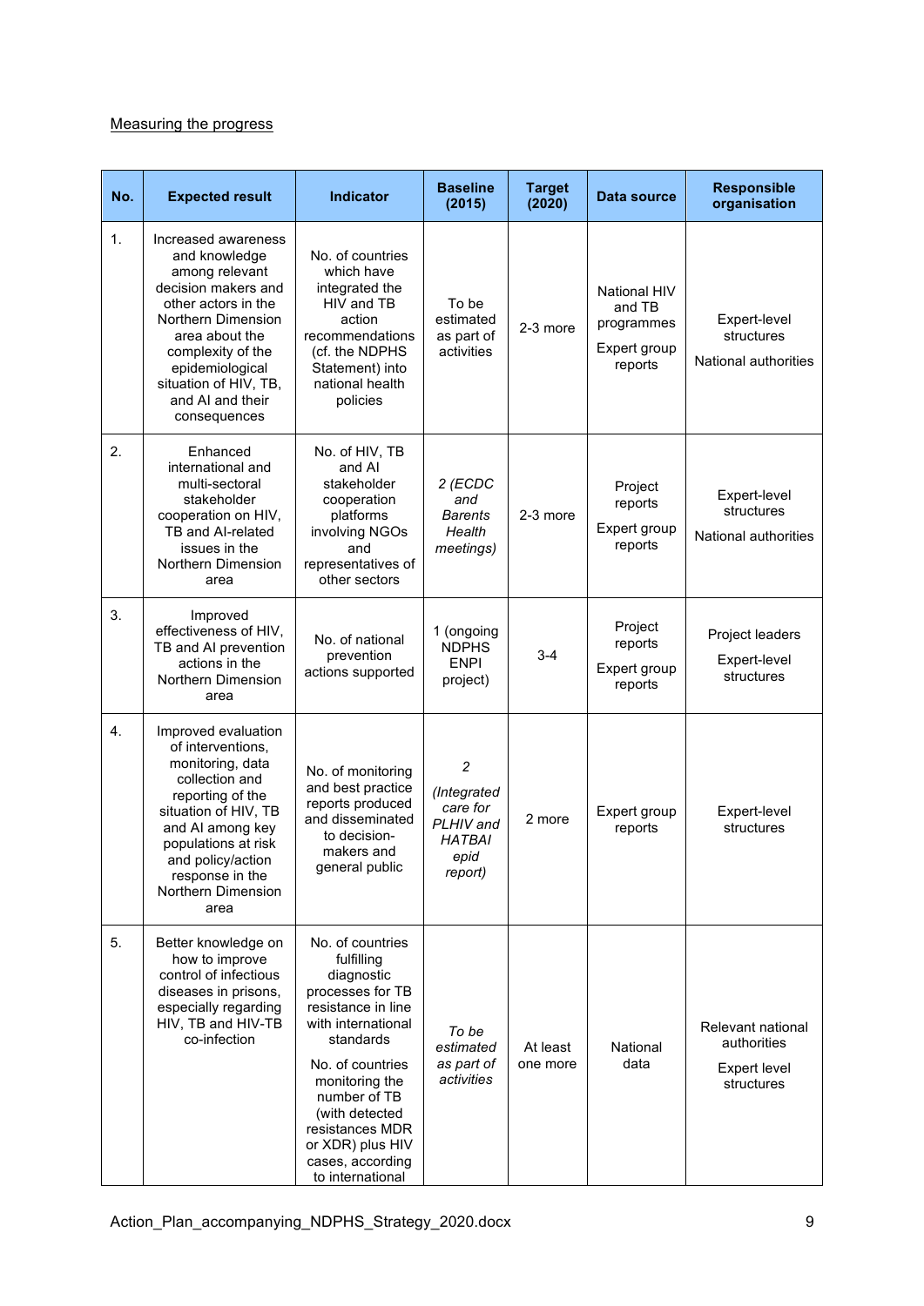Measuring the progress

| No. | Expected result | Indicator | Baseline (2015) | Target (2020) | Data source | Responsible organisation |
|---|---|---|---|---|---|---|
| 1. | Increased awareness and knowledge among relevant decision makers and other actors in the Northern Dimension area about the complexity of the epidemiological situation of HIV, TB, and AI and their consequences | No. of countries which have integrated the HIV and TB action recommendations (cf. the NDPHS Statement) into national health policies | To be estimated as part of activities | 2-3 more | National HIV and TB programmes<br><br>Expert group reports | Expert-level structures<br><br>National authorities |
| 2. | Enhanced international and multi-sectoral stakeholder cooperation on HIV, TB and AI-related issues in the Northern Dimension area | No. of HIV, TB and AI stakeholder cooperation platforms involving NGOs and representatives of other sectors | *2 (ECDC and Barents Health meetings)* | 2-3 more | Project reports<br><br>Expert group reports | Expert-level structures<br><br>National authorities |
| 3. | Improved effectiveness of HIV, TB and AI prevention actions in the Northern Dimension area | No. of national prevention actions supported | 1 (ongoing NDPHS ENPI project) | 3-4 | Project reports<br><br>Expert group reports | Project leaders<br><br>Expert-level structures |
| 4. | Improved evaluation of interventions, monitoring, data collection and reporting of the situation of HIV, TB and AI among key populations at risk and policy/action response in the Northern Dimension area | No. of monitoring and best practice reports produced and disseminated to decision-makers and general public | *2*<br><br>*(Integrated care for PLHIV and HATBAI epid report)* | 2 more | Expert group reports | Expert-level structures |
| 5. | Better knowledge on how to improve control of infectious diseases in prisons, especially regarding HIV, TB and HIV-TB co-infection | No. of countries fulfilling diagnostic processes for TB resistance in line with international standards<br><br>No. of countries monitoring the number of TB (with detected resistances MDR or XDR) plus HIV cases, according to international | *To be estimated as part of activities* | At least one more | National data | Relevant national authorities<br><br>Expert level structures |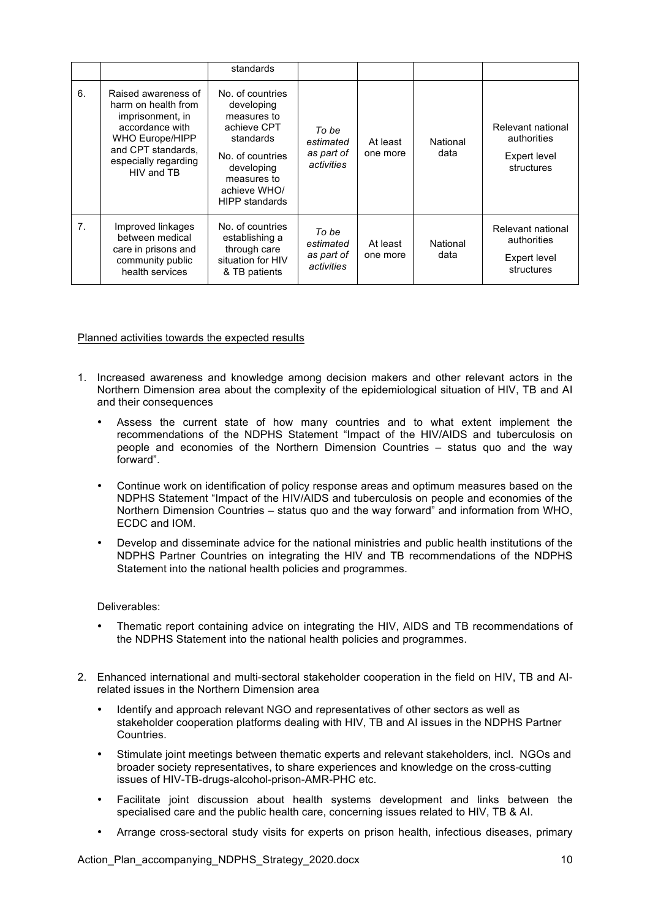|  |  | standards |  |  |  |  |
|---|---|---|---|---|---|---|
| 6. | Raised awareness of harm on health from imprisonment, in accordance with WHO Europe/HIPP and CPT standards, especially regarding HIV and TB | No. of countries developing measures to achieve CPT standards<br><br>No. of countries developing measures to achieve WHO/ HIPP standards | *To be estimated as part of activities* | At least one more | National data | Relevant national authorities<br><br>Expert level structures |
| 7. | Improved linkages between medical care in prisons and community public health services | No. of countries establishing a through care situation for HIV & TB patients | *To be estimated as part of activities* | At least one more | National data | Relevant national authorities<br><br>Expert level structures |

<u>Planned activities towards the expected results</u>

1. Increased awareness and knowledge among decision makers and other relevant actors in the Northern Dimension area about the complexity of the epidemiological situation of HIV, TB and AI and their consequences

   - Assess the current state of how many countries and to what extent implement the recommendations of the NDPHS Statement "Impact of the HIV/AIDS and tuberculosis on people and economies of the Northern Dimension Countries – status quo and the way forward".
   - Continue work on identification of policy response areas and optimum measures based on the NDPHS Statement "Impact of the HIV/AIDS and tuberculosis on people and economies of the Northern Dimension Countries – status quo and the way forward" and information from WHO, ECDC and IOM.
   - Develop and disseminate advice for the national ministries and public health institutions of the NDPHS Partner Countries on integrating the HIV and TB recommendations of the NDPHS Statement into the national health policies and programmes.

   Deliverables:

   - Thematic report containing advice on integrating the HIV, AIDS and TB recommendations of the NDPHS Statement into the national health policies and programmes.

2. Enhanced international and multi-sectoral stakeholder cooperation in the field on HIV, TB and AI-related issues in the Northern Dimension area

   - Identify and approach relevant NGO and representatives of other sectors as well as stakeholder cooperation platforms dealing with HIV, TB and AI issues in the NDPHS Partner Countries.
   - Stimulate joint meetings between thematic experts and relevant stakeholders, incl. NGOs and broader society representatives, to share experiences and knowledge on the cross-cutting issues of HIV-TB-drugs-alcohol-prison-AMR-PHC etc.
   - Facilitate joint discussion about health systems development and links between the specialised care and the public health care, concerning issues related to HIV, TB & AI.
   - Arrange cross-sectoral study visits for experts on prison health, infectious diseases, primary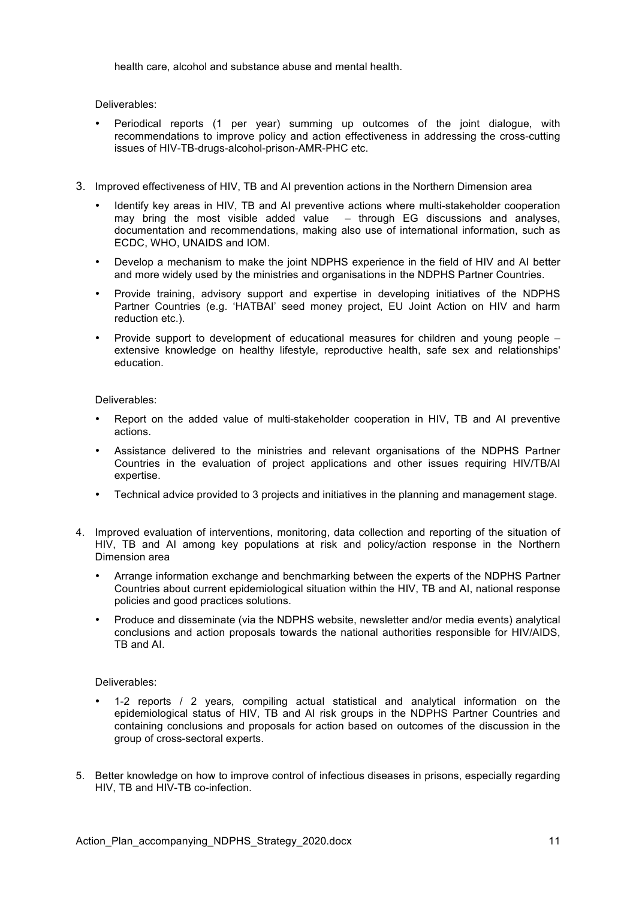health care, alcohol and substance abuse and mental health.

Deliverables:

- Periodical reports (1 per year) summing up outcomes of the joint dialogue, with recommendations to improve policy and action effectiveness in addressing the cross-cutting issues of HIV-TB-drugs-alcohol-prison-AMR-PHC etc.

3. Improved effectiveness of HIV, TB and AI prevention actions in the Northern Dimension area

   - Identify key areas in HIV, TB and AI preventive actions where multi-stakeholder cooperation may bring the most visible added value – through EG discussions and analyses, documentation and recommendations, making also use of international information, such as ECDC, WHO, UNAIDS and IOM.
   - Develop a mechanism to make the joint NDPHS experience in the field of HIV and AI better and more widely used by the ministries and organisations in the NDPHS Partner Countries.
   - Provide training, advisory support and expertise in developing initiatives of the NDPHS Partner Countries (e.g. 'HATBAI' seed money project, EU Joint Action on HIV and harm reduction etc.).
   - Provide support to development of educational measures for children and young people – extensive knowledge on healthy lifestyle, reproductive health, safe sex and relationships' education.

   Deliverables:

   - Report on the added value of multi-stakeholder cooperation in HIV, TB and AI preventive actions.
   - Assistance delivered to the ministries and relevant organisations of the NDPHS Partner Countries in the evaluation of project applications and other issues requiring HIV/TB/AI expertise.
   - Technical advice provided to 3 projects and initiatives in the planning and management stage.

4. Improved evaluation of interventions, monitoring, data collection and reporting of the situation of HIV, TB and AI among key populations at risk and policy/action response in the Northern Dimension area

   - Arrange information exchange and benchmarking between the experts of the NDPHS Partner Countries about current epidemiological situation within the HIV, TB and AI, national response policies and good practices solutions.
   - Produce and disseminate (via the NDPHS website, newsletter and/or media events) analytical conclusions and action proposals towards the national authorities responsible for HIV/AIDS, TB and AI.

   Deliverables:

   - 1-2 reports / 2 years, compiling actual statistical and analytical information on the epidemiological status of HIV, TB and AI risk groups in the NDPHS Partner Countries and containing conclusions and proposals for action based on outcomes of the discussion in the group of cross-sectoral experts.

5. Better knowledge on how to improve control of infectious diseases in prisons, especially regarding HIV, TB and HIV-TB co-infection.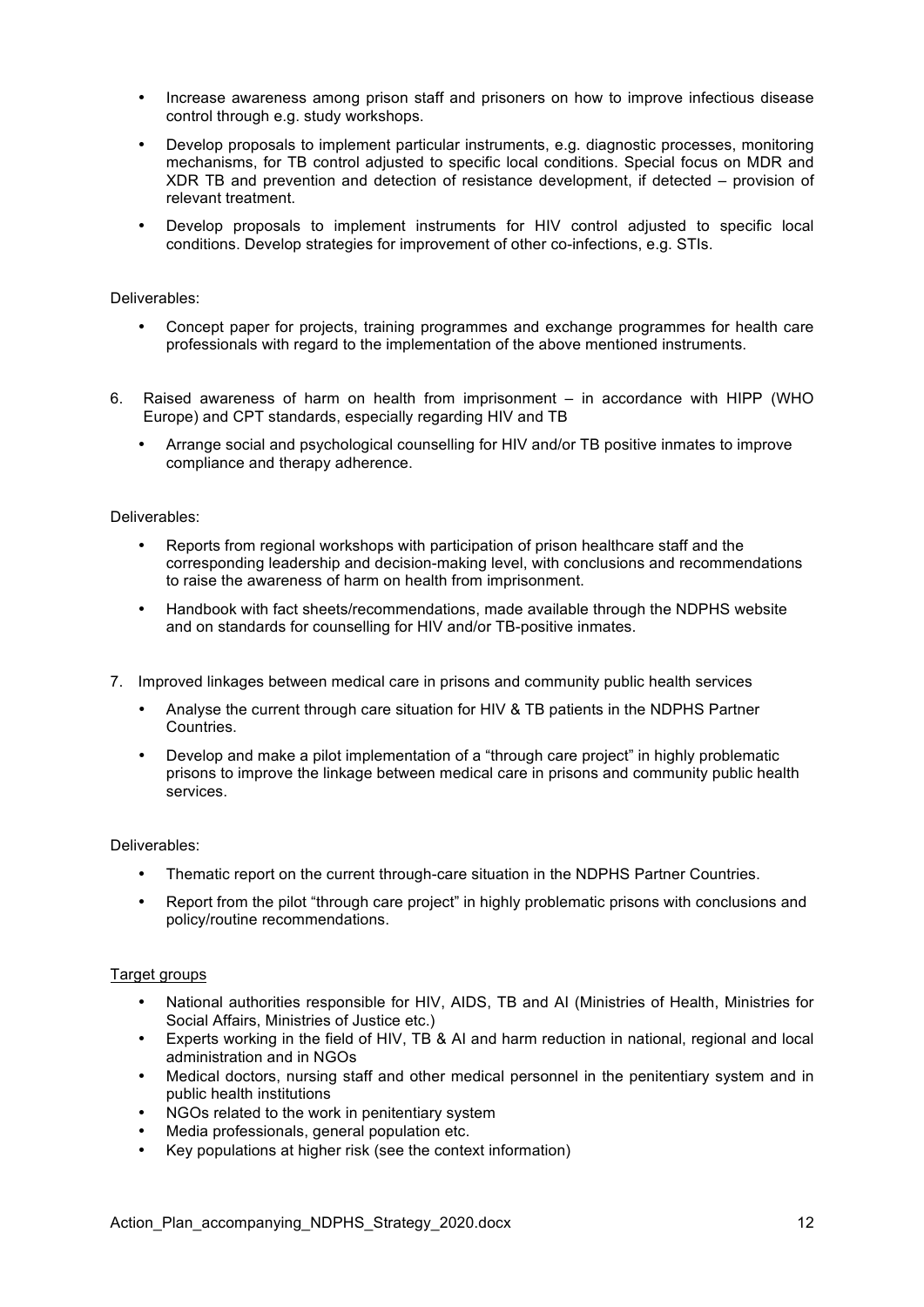- Increase awareness among prison staff and prisoners on how to improve infectious disease control through e.g. study workshops.
- Develop proposals to implement particular instruments, e.g. diagnostic processes, monitoring mechanisms, for TB control adjusted to specific local conditions. Special focus on MDR and XDR TB and prevention and detection of resistance development, if detected – provision of relevant treatment.
- Develop proposals to implement instruments for HIV control adjusted to specific local conditions. Develop strategies for improvement of other co-infections, e.g. STIs.

Deliverables:

- Concept paper for projects, training programmes and exchange programmes for health care professionals with regard to the implementation of the above mentioned instruments.

6. Raised awareness of harm on health from imprisonment – in accordance with HIPP (WHO Europe) and CPT standards, especially regarding HIV and TB
   - Arrange social and psychological counselling for HIV and/or TB positive inmates to improve compliance and therapy adherence.

Deliverables:

- Reports from regional workshops with participation of prison healthcare staff and the corresponding leadership and decision-making level, with conclusions and recommendations to raise the awareness of harm on health from imprisonment.
- Handbook with fact sheets/recommendations, made available through the NDPHS website and on standards for counselling for HIV and/or TB-positive inmates.

7. Improved linkages between medical care in prisons and community public health services
   - Analyse the current through care situation for HIV & TB patients in the NDPHS Partner Countries.
   - Develop and make a pilot implementation of a "through care project" in highly problematic prisons to improve the linkage between medical care in prisons and community public health services.

Deliverables:

- Thematic report on the current through-care situation in the NDPHS Partner Countries.
- Report from the pilot "through care project" in highly problematic prisons with conclusions and policy/routine recommendations.

<u>Target groups</u>

- National authorities responsible for HIV, AIDS, TB and AI (Ministries of Health, Ministries for Social Affairs, Ministries of Justice etc.)
- Experts working in the field of HIV, TB & AI and harm reduction in national, regional and local administration and in NGOs
- Medical doctors, nursing staff and other medical personnel in the penitentiary system and in public health institutions
- NGOs related to the work in penitentiary system
- Media professionals, general population etc.
- Key populations at higher risk (see the context information)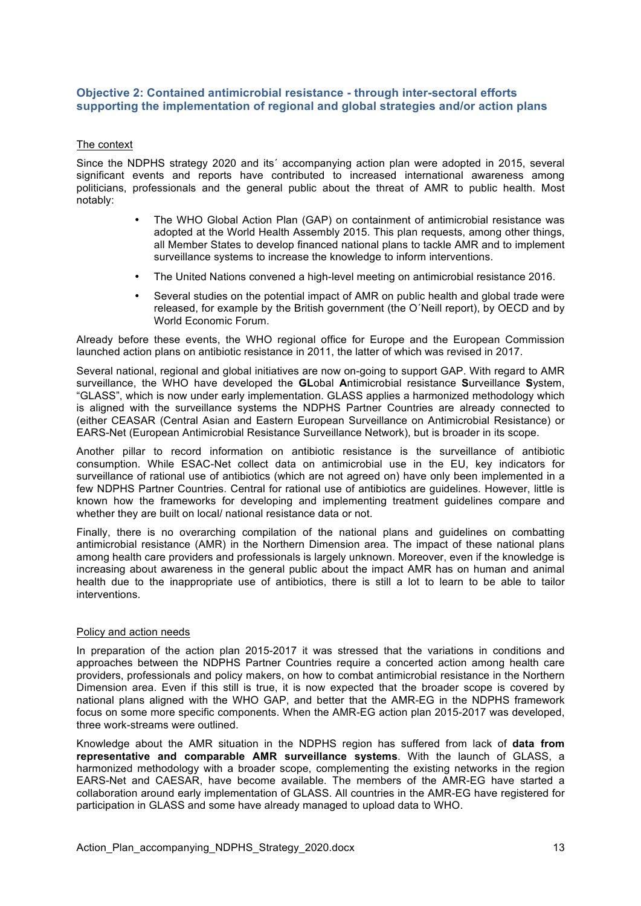## Objective 2: Contained antimicrobial resistance - through inter-sectoral efforts supporting the implementation of regional and global strategies and/or action plans

The context

Since the NDPHS strategy 2020 and its´ accompanying action plan were adopted in 2015, several significant events and reports have contributed to increased international awareness among politicians, professionals and the general public about the threat of AMR to public health. Most notably:

- The WHO Global Action Plan (GAP) on containment of antimicrobial resistance was adopted at the World Health Assembly 2015. This plan requests, among other things, all Member States to develop financed national plans to tackle AMR and to implement surveillance systems to increase the knowledge to inform interventions.
- The United Nations convened a high-level meeting on antimicrobial resistance 2016.
- Several studies on the potential impact of AMR on public health and global trade were released, for example by the British government (the O´Neill report), by OECD and by World Economic Forum.

Already before these events, the WHO regional office for Europe and the European Commission launched action plans on antibiotic resistance in 2011, the latter of which was revised in 2017.

Several national, regional and global initiatives are now on-going to support GAP. With regard to AMR surveillance, the WHO have developed the **GL**obal **A**ntimicrobial resistance **S**urveillance **S**ystem, "GLASS", which is now under early implementation. GLASS applies a harmonized methodology which is aligned with the surveillance systems the NDPHS Partner Countries are already connected to (either CEASAR (Central Asian and Eastern European Surveillance on Antimicrobial Resistance) or EARS-Net (European Antimicrobial Resistance Surveillance Network), but is broader in its scope.

Another pillar to record information on antibiotic resistance is the surveillance of antibiotic consumption. While ESAC-Net collect data on antimicrobial use in the EU, key indicators for surveillance of rational use of antibiotics (which are not agreed on) have only been implemented in a few NDPHS Partner Countries. Central for rational use of antibiotics are guidelines. However, little is known how the frameworks for developing and implementing treatment guidelines compare and whether they are built on local/ national resistance data or not.

Finally, there is no overarching compilation of the national plans and guidelines on combatting antimicrobial resistance (AMR) in the Northern Dimension area. The impact of these national plans among health care providers and professionals is largely unknown. Moreover, even if the knowledge is increasing about awareness in the general public about the impact AMR has on human and animal health due to the inappropriate use of antibiotics, there is still a lot to learn to be able to tailor interventions.

Policy and action needs

In preparation of the action plan 2015-2017 it was stressed that the variations in conditions and approaches between the NDPHS Partner Countries require a concerted action among health care providers, professionals and policy makers, on how to combat antimicrobial resistance in the Northern Dimension area. Even if this still is true, it is now expected that the broader scope is covered by national plans aligned with the WHO GAP, and better that the AMR-EG in the NDPHS framework focus on some more specific components. When the AMR-EG action plan 2015-2017 was developed, three work-streams were outlined.

Knowledge about the AMR situation in the NDPHS region has suffered from lack of **data from representative and comparable AMR surveillance systems**. With the launch of GLASS, a harmonized methodology with a broader scope, complementing the existing networks in the region EARS-Net and CAESAR, have become available. The members of the AMR-EG have started a collaboration around early implementation of GLASS. All countries in the AMR-EG have registered for participation in GLASS and some have already managed to upload data to WHO.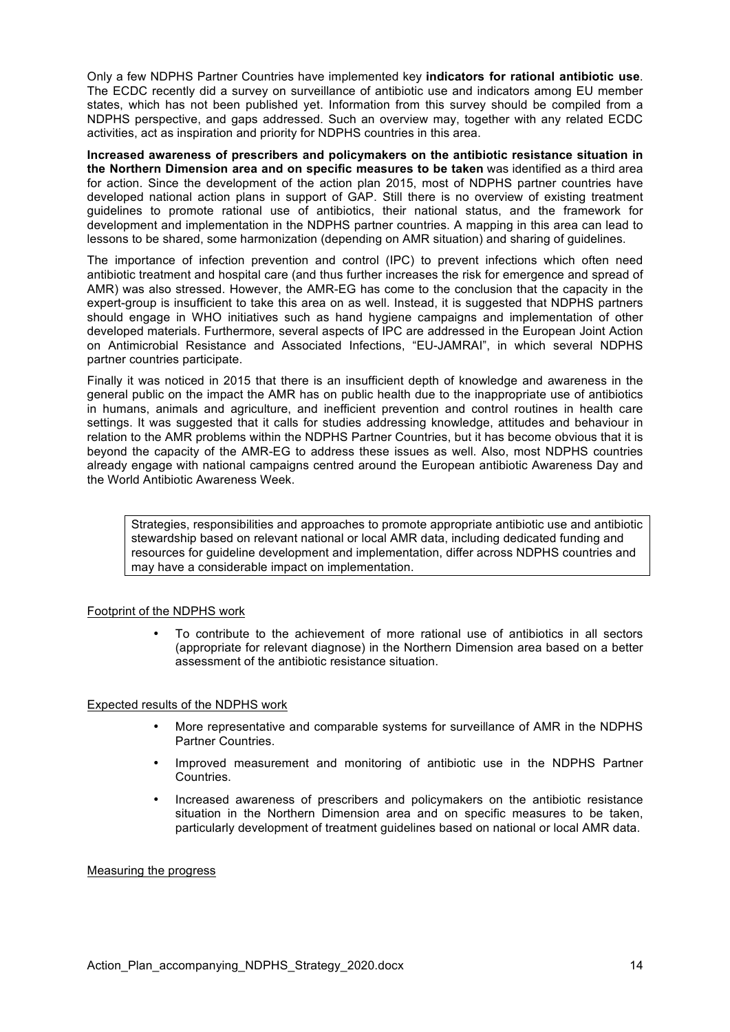Only a few NDPHS Partner Countries have implemented key **indicators for rational antibiotic use**. The ECDC recently did a survey on surveillance of antibiotic use and indicators among EU member states, which has not been published yet. Information from this survey should be compiled from a NDPHS perspective, and gaps addressed. Such an overview may, together with any related ECDC activities, act as inspiration and priority for NDPHS countries in this area.

**Increased awareness of prescribers and policymakers on the antibiotic resistance situation in the Northern Dimension area and on specific measures to be taken** was identified as a third area for action. Since the development of the action plan 2015, most of NDPHS partner countries have developed national action plans in support of GAP. Still there is no overview of existing treatment guidelines to promote rational use of antibiotics, their national status, and the framework for development and implementation in the NDPHS partner countries. A mapping in this area can lead to lessons to be shared, some harmonization (depending on AMR situation) and sharing of guidelines.

The importance of infection prevention and control (IPC) to prevent infections which often need antibiotic treatment and hospital care (and thus further increases the risk for emergence and spread of AMR) was also stressed. However, the AMR-EG has come to the conclusion that the capacity in the expert-group is insufficient to take this area on as well. Instead, it is suggested that NDPHS partners should engage in WHO initiatives such as hand hygiene campaigns and implementation of other developed materials. Furthermore, several aspects of IPC are addressed in the European Joint Action on Antimicrobial Resistance and Associated Infections, "EU-JAMRAI", in which several NDPHS partner countries participate.

Finally it was noticed in 2015 that there is an insufficient depth of knowledge and awareness in the general public on the impact the AMR has on public health due to the inappropriate use of antibiotics in humans, animals and agriculture, and inefficient prevention and control routines in health care settings. It was suggested that it calls for studies addressing knowledge, attitudes and behaviour in relation to the AMR problems within the NDPHS Partner Countries, but it has become obvious that it is beyond the capacity of the AMR-EG to address these issues as well. Also, most NDPHS countries already engage with national campaigns centred around the European antibiotic Awareness Day and the World Antibiotic Awareness Week.

> Strategies, responsibilities and approaches to promote appropriate antibiotic use and antibiotic stewardship based on relevant national or local AMR data, including dedicated funding and resources for guideline development and implementation, differ across NDPHS countries and may have a considerable impact on implementation.

Footprint of the NDPHS work

- To contribute to the achievement of more rational use of antibiotics in all sectors (appropriate for relevant diagnose) in the Northern Dimension area based on a better assessment of the antibiotic resistance situation.

Expected results of the NDPHS work

- More representative and comparable systems for surveillance of AMR in the NDPHS Partner Countries.
- Improved measurement and monitoring of antibiotic use in the NDPHS Partner Countries.
- Increased awareness of prescribers and policymakers on the antibiotic resistance situation in the Northern Dimension area and on specific measures to be taken, particularly development of treatment guidelines based on national or local AMR data.

Measuring the progress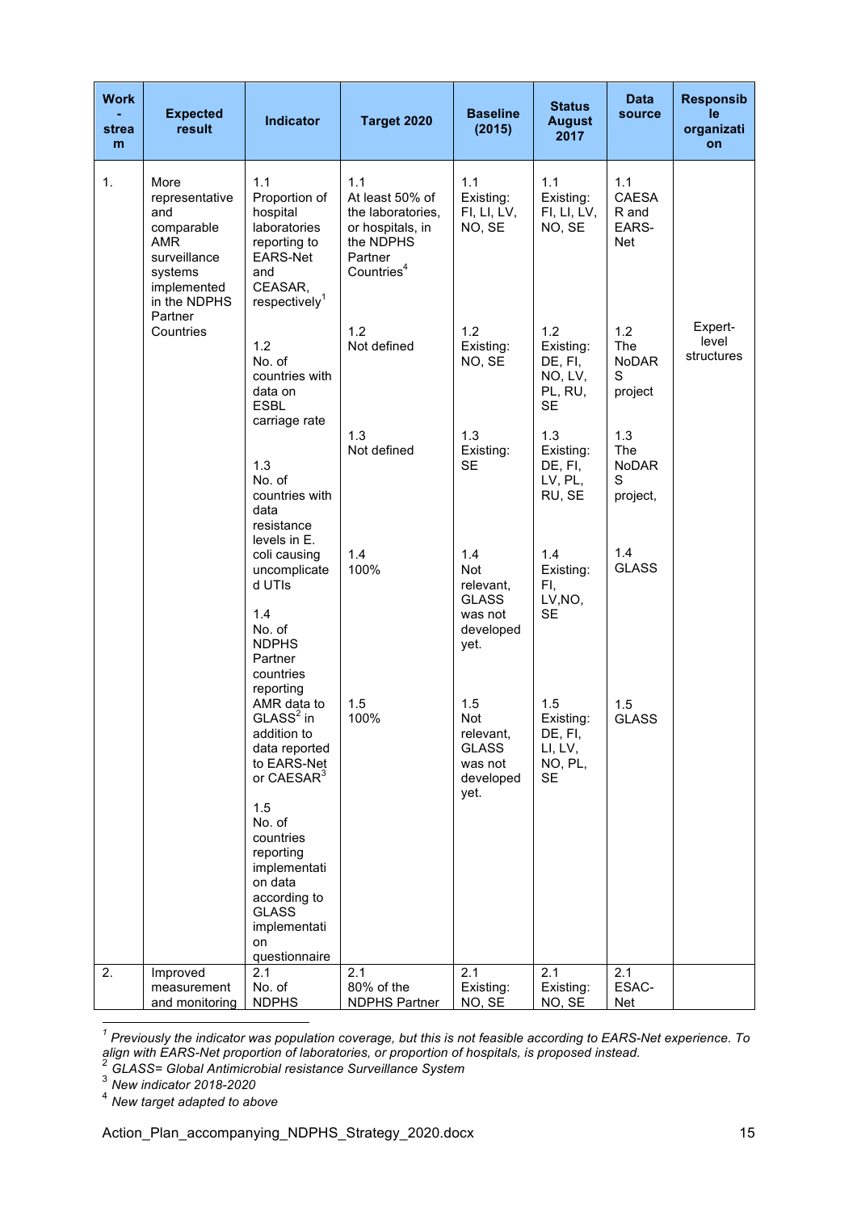| Work-stream | Expected result | Indicator | Target 2020 | Baseline (2015) | Status August 2017 | Data source | Responsible organization |
|---|---|---|---|---|---|---|---|
| 1. | More representative and comparable AMR surveillance systems implemented in the NDPHS Partner Countries | 1.1 Proportion of hospital laboratories reporting to EARS-Net and CEASAR, respectively[1] | 1.1 At least 50% of the laboratories, or hospitals, in the NDPHS Partner Countries[4] | 1.1 Existing: FI, LI, LV, NO, SE | 1.1 Existing: FI, LI, LV, NO, SE | 1.1 CAESAR and EARS-Net | Expert-level structures |
| | | 1.2 No. of countries with data on ESBL carriage rate | 1.2 Not defined | 1.2 Existing: NO, SE | 1.2 Existing: DE, FI, NO, LV, PL, RU, SE | 1.2 The NoDARS project | |
| | | 1.3 No. of countries with data resistance levels in E. coli causing uncomplicated UTIs | 1.3 Not defined | 1.3 Existing: SE | 1.3 Existing: DE, FI, LV, PL, RU, SE | 1.3 The NoDARS project, | |
| | | 1.4 No. of NDPHS Partner countries reporting AMR data to GLASS[2] in addition to data reported to EARS-Net or CAESAR[3] | 1.4 100% | 1.4 Not relevant, GLASS was not developed yet. | 1.4 Existing: FI, LV,NO, SE | 1.4 GLASS | |
| | | 1.5 No. of countries reporting implementation data according to GLASS implementation questionnaire | 1.5 100% | 1.5 Not relevant, GLASS was not developed yet. | 1.5 Existing: DE, FI, LI, LV, NO, PL, SE | 1.5 GLASS | |
| 2. | Improved measurement and monitoring | 2.1 No. of NDPHS | 2.1 80% of the NDPHS Partner | 2.1 Existing: NO, SE | 2.1 Existing: NO, SE | 2.1 ESAC-Net | |

[1] *Previously the indicator was population coverage, but this is not feasible according to EARS-Net experience. To align with EARS-Net proportion of laboratories, or proportion of hospitals, is proposed instead.*

[2] *GLASS= Global Antimicrobial resistance Surveillance System*

[3] *New indicator 2018-2020*

[4] *New target adapted to above*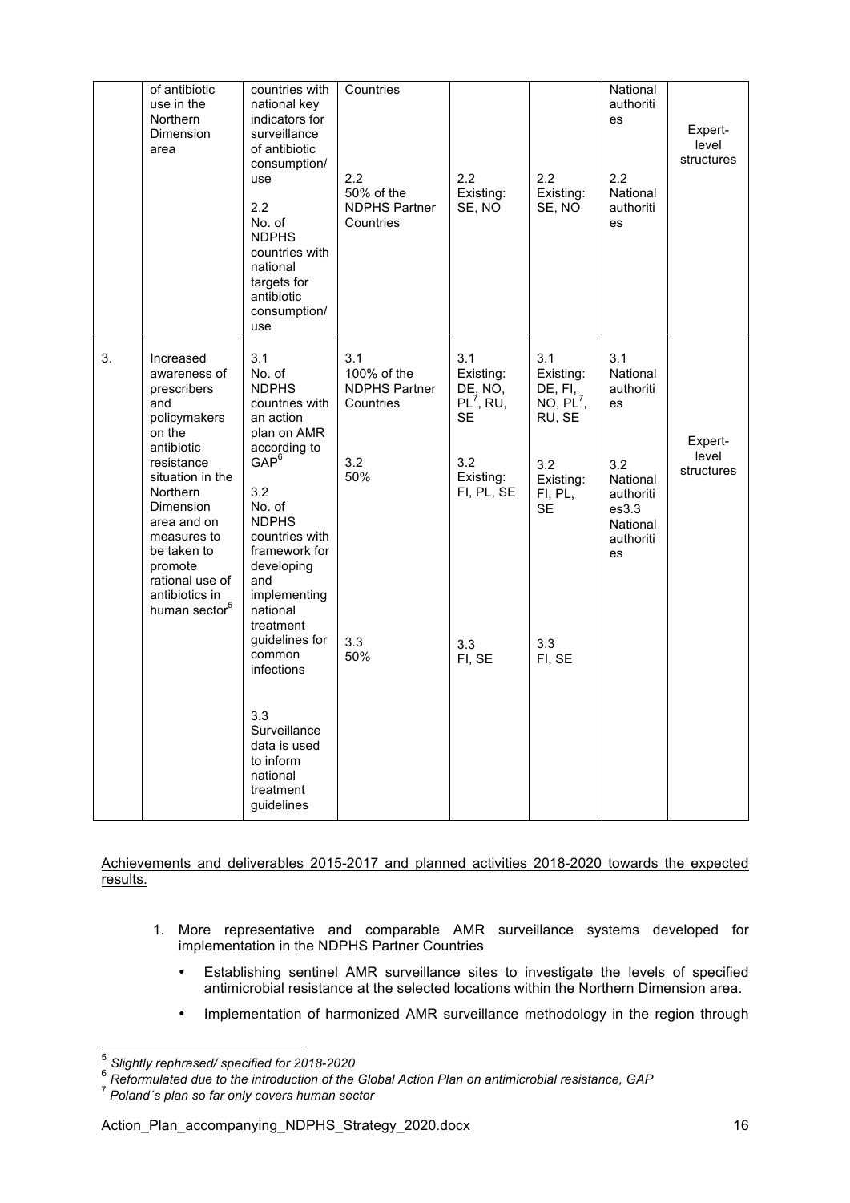| | of antibiotic use in the Northern Dimension area | countries with national key indicators for surveillance of antibiotic consumption/ use<br><br>2.2<br>No. of NDPHS countries with national targets for antibiotic consumption/ use | Countries<br><br>2.2<br>50% of the NDPHS Partner Countries | 2.2<br>Existing: SE, NO | 2.2<br>Existing: SE, NO | National authorities<br><br>2.2<br>National authorities | Expert-level structures |
|---|---|---|---|---|---|---|---|
| 3. | Increased awareness of prescribers and policymakers on the antibiotic resistance situation in the Northern Dimension area and on measures to be taken to promote rational use of antibiotics in human sector[5] | 3.1<br>No. of NDPHS countries with an action plan on AMR according to GAP[6]<br><br>3.2<br>No. of NDPHS countries with framework for developing and implementing national treatment guidelines for common infections<br><br>3.3<br>Surveillance data is used to inform national treatment guidelines | 3.1<br>100% of the NDPHS Partner Countries<br><br>3.2<br>50%<br><br>3.3<br>50% | 3.1<br>Existing: DE, NO, PL[7], RU, SE<br><br>3.2<br>Existing: FI, PL, SE<br><br>3.3<br>FI, SE | 3.1<br>Existing: DE, FI, NO, PL[7], RU, SE<br><br>3.2<br>Existing: FI, PL, SE<br><br>3.3<br>FI, SE | 3.1<br>National authorities<br><br>3.2<br>National authorities3.3<br>National authorities | Expert-level structures |

Achievements and deliverables 2015-2017 and planned activities 2018-2020 towards the expected results.

1. More representative and comparable AMR surveillance systems developed for implementation in the NDPHS Partner Countries
   - Establishing sentinel AMR surveillance sites to investigate the levels of specified antimicrobial resistance at the selected locations within the Northern Dimension area.
   - Implementation of harmonized AMR surveillance methodology in the region through

[5] *Slightly rephrased/ specified for 2018-2020*

[6] *Reformulated due to the introduction of the Global Action Plan on antimicrobial resistance, GAP*

[7] *Poland´s plan so far only covers human sector*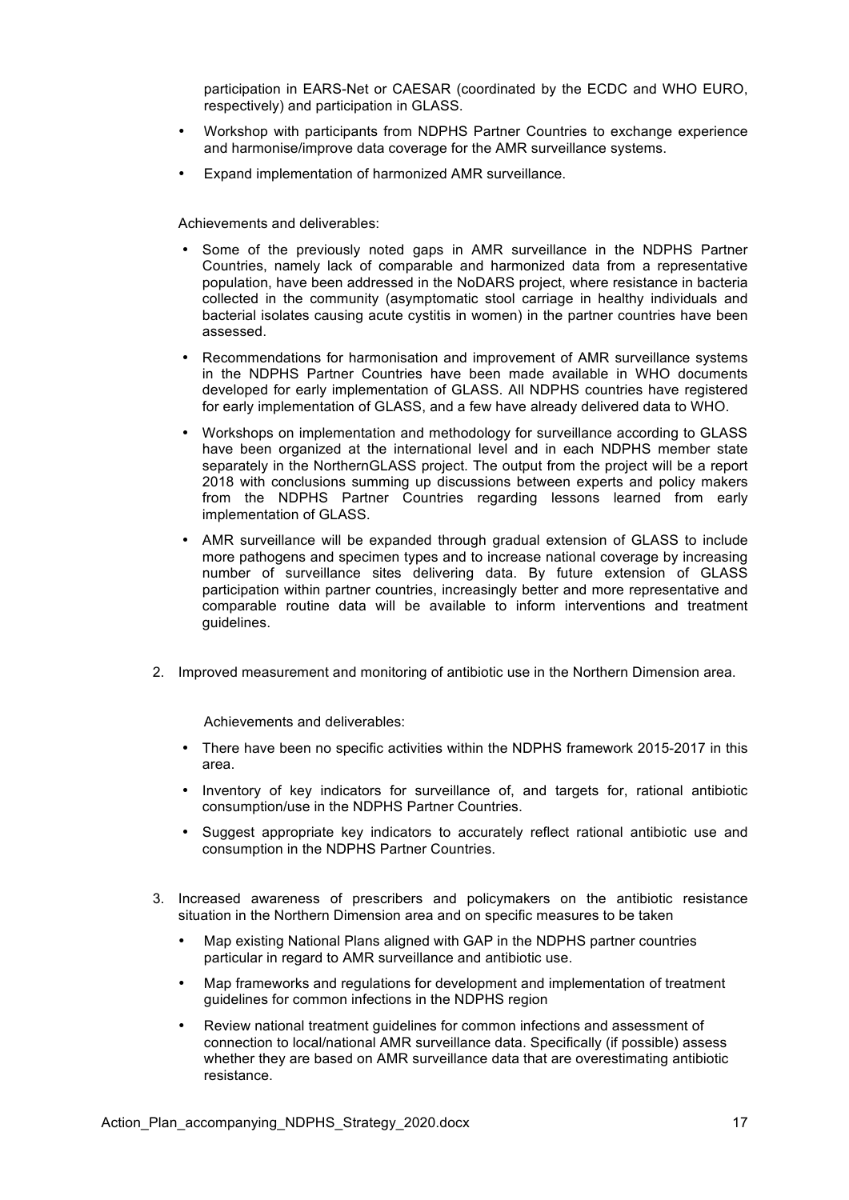participation in EARS-Net or CAESAR (coordinated by the ECDC and WHO EURO, respectively) and participation in GLASS.

- Workshop with participants from NDPHS Partner Countries to exchange experience and harmonise/improve data coverage for the AMR surveillance systems.
- Expand implementation of harmonized AMR surveillance.

Achievements and deliverables:

- Some of the previously noted gaps in AMR surveillance in the NDPHS Partner Countries, namely lack of comparable and harmonized data from a representative population, have been addressed in the NoDARS project, where resistance in bacteria collected in the community (asymptomatic stool carriage in healthy individuals and bacterial isolates causing acute cystitis in women) in the partner countries have been assessed.
- Recommendations for harmonisation and improvement of AMR surveillance systems in the NDPHS Partner Countries have been made available in WHO documents developed for early implementation of GLASS. All NDPHS countries have registered for early implementation of GLASS, and a few have already delivered data to WHO.
- Workshops on implementation and methodology for surveillance according to GLASS have been organized at the international level and in each NDPHS member state separately in the NorthernGLASS project. The output from the project will be a report 2018 with conclusions summing up discussions between experts and policy makers from the NDPHS Partner Countries regarding lessons learned from early implementation of GLASS.
- AMR surveillance will be expanded through gradual extension of GLASS to include more pathogens and specimen types and to increase national coverage by increasing number of surveillance sites delivering data. By future extension of GLASS participation within partner countries, increasingly better and more representative and comparable routine data will be available to inform interventions and treatment guidelines.

2. Improved measurement and monitoring of antibiotic use in the Northern Dimension area.

   Achievements and deliverables:

   - There have been no specific activities within the NDPHS framework 2015-2017 in this area.
   - Inventory of key indicators for surveillance of, and targets for, rational antibiotic consumption/use in the NDPHS Partner Countries.
   - Suggest appropriate key indicators to accurately reflect rational antibiotic use and consumption in the NDPHS Partner Countries.

3. Increased awareness of prescribers and policymakers on the antibiotic resistance situation in the Northern Dimension area and on specific measures to be taken

   - Map existing National Plans aligned with GAP in the NDPHS partner countries particular in regard to AMR surveillance and antibiotic use.
   - Map frameworks and regulations for development and implementation of treatment guidelines for common infections in the NDPHS region
   - Review national treatment guidelines for common infections and assessment of connection to local/national AMR surveillance data. Specifically (if possible) assess whether they are based on AMR surveillance data that are overestimating antibiotic resistance.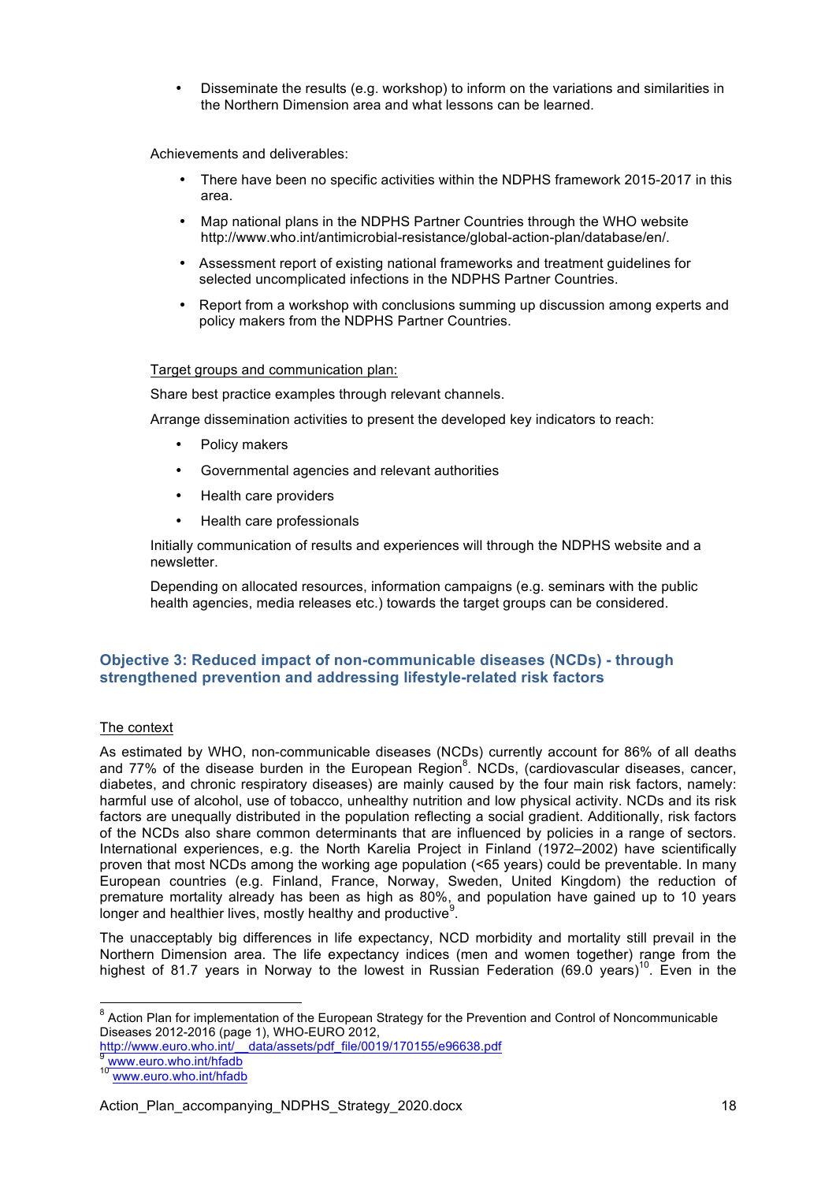- Disseminate the results (e.g. workshop) to inform on the variations and similarities in the Northern Dimension area and what lessons can be learned.

Achievements and deliverables:

- There have been no specific activities within the NDPHS framework 2015-2017 in this area.
- Map national plans in the NDPHS Partner Countries through the WHO website http://www.who.int/antimicrobial-resistance/global-action-plan/database/en/.
- Assessment report of existing national frameworks and treatment guidelines for selected uncomplicated infections in the NDPHS Partner Countries.
- Report from a workshop with conclusions summing up discussion among experts and policy makers from the NDPHS Partner Countries.

Target groups and communication plan:

Share best practice examples through relevant channels.

Arrange dissemination activities to present the developed key indicators to reach:

- Policy makers
- Governmental agencies and relevant authorities
- Health care providers
- Health care professionals

Initially communication of results and experiences will through the NDPHS website and a newsletter.

Depending on allocated resources, information campaigns (e.g. seminars with the public health agencies, media releases etc.) towards the target groups can be considered.

## Objective 3: Reduced impact of non-communicable diseases (NCDs) - through strengthened prevention and addressing lifestyle-related risk factors

The context

As estimated by WHO, non-communicable diseases (NCDs) currently account for 86% of all deaths and 77% of the disease burden in the European Region[8]. NCDs, (cardiovascular diseases, cancer, diabetes, and chronic respiratory diseases) are mainly caused by the four main risk factors, namely: harmful use of alcohol, use of tobacco, unhealthy nutrition and low physical activity. NCDs and its risk factors are unequally distributed in the population reflecting a social gradient. Additionally, risk factors of the NCDs also share common determinants that are influenced by policies in a range of sectors. International experiences, e.g. the North Karelia Project in Finland (1972–2002) have scientifically proven that most NCDs among the working age population (<65 years) could be preventable. In many European countries (e.g. Finland, France, Norway, Sweden, United Kingdom) the reduction of premature mortality already has been as high as 80%, and population have gained up to 10 years longer and healthier lives, mostly healthy and productive[9].

The unacceptably big differences in life expectancy, NCD morbidity and mortality still prevail in the Northern Dimension area. The life expectancy indices (men and women together) range from the highest of 81.7 years in Norway to the lowest in Russian Federation (69.0 years)[10]. Even in the

---

[8] Action Plan for implementation of the European Strategy for the Prevention and Control of Noncommunicable Diseases 2012-2016 (page 1), WHO-EURO 2012, http://www.euro.who.int/__data/assets/pdf_file/0019/170155/e96638.pdf

[9] www.euro.who.int/hfadb

[10] www.euro.who.int/hfadb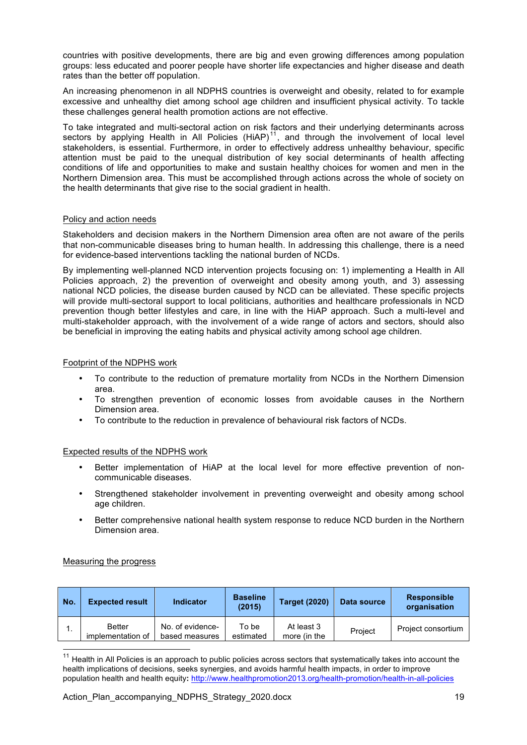countries with positive developments, there are big and even growing differences among population groups: less educated and poorer people have shorter life expectancies and higher disease and death rates than the better off population.

An increasing phenomenon in all NDPHS countries is overweight and obesity, related to for example excessive and unhealthy diet among school age children and insufficient physical activity. To tackle these challenges general health promotion actions are not effective.

To take integrated and multi-sectoral action on risk factors and their underlying determinants across sectors by applying Health in All Policies (HiAP)[11], and through the involvement of local level stakeholders, is essential. Furthermore, in order to effectively address unhealthy behaviour, specific attention must be paid to the unequal distribution of key social determinants of health affecting conditions of life and opportunities to make and sustain healthy choices for women and men in the Northern Dimension area. This must be accomplished through actions across the whole of society on the health determinants that give rise to the social gradient in health.

Policy and action needs

Stakeholders and decision makers in the Northern Dimension area often are not aware of the perils that non-communicable diseases bring to human health. In addressing this challenge, there is a need for evidence-based interventions tackling the national burden of NCDs.

By implementing well-planned NCD intervention projects focusing on: 1) implementing a Health in All Policies approach, 2) the prevention of overweight and obesity among youth, and 3) assessing national NCD policies, the disease burden caused by NCD can be alleviated. These specific projects will provide multi-sectoral support to local politicians, authorities and healthcare professionals in NCD prevention though better lifestyles and care, in line with the HiAP approach. Such a multi-level and multi-stakeholder approach, with the involvement of a wide range of actors and sectors, should also be beneficial in improving the eating habits and physical activity among school age children.

Footprint of the NDPHS work

- To contribute to the reduction of premature mortality from NCDs in the Northern Dimension area.
- To strengthen prevention of economic losses from avoidable causes in the Northern Dimension area.
- To contribute to the reduction in prevalence of behavioural risk factors of NCDs.

Expected results of the NDPHS work

- Better implementation of HiAP at the local level for more effective prevention of non-communicable diseases.
- Strengthened stakeholder involvement in preventing overweight and obesity among school age children.
- Better comprehensive national health system response to reduce NCD burden in the Northern Dimension area.

Measuring the progress

| No. | Expected result | Indicator | Baseline (2015) | Target (2020) | Data source | Responsible organisation |
|---|---|---|---|---|---|---|
| 1. | Better implementation of | No. of evidence-based measures | To be estimated | At least 3 more (in the | Project | Project consortium |

[11] Health in All Policies is an approach to public policies across sectors that systematically takes into account the health implications of decisions, seeks synergies, and avoids harmful health impacts, in order to improve population health and health equity: http://www.healthpromotion2013.org/health-promotion/health-in-all-policies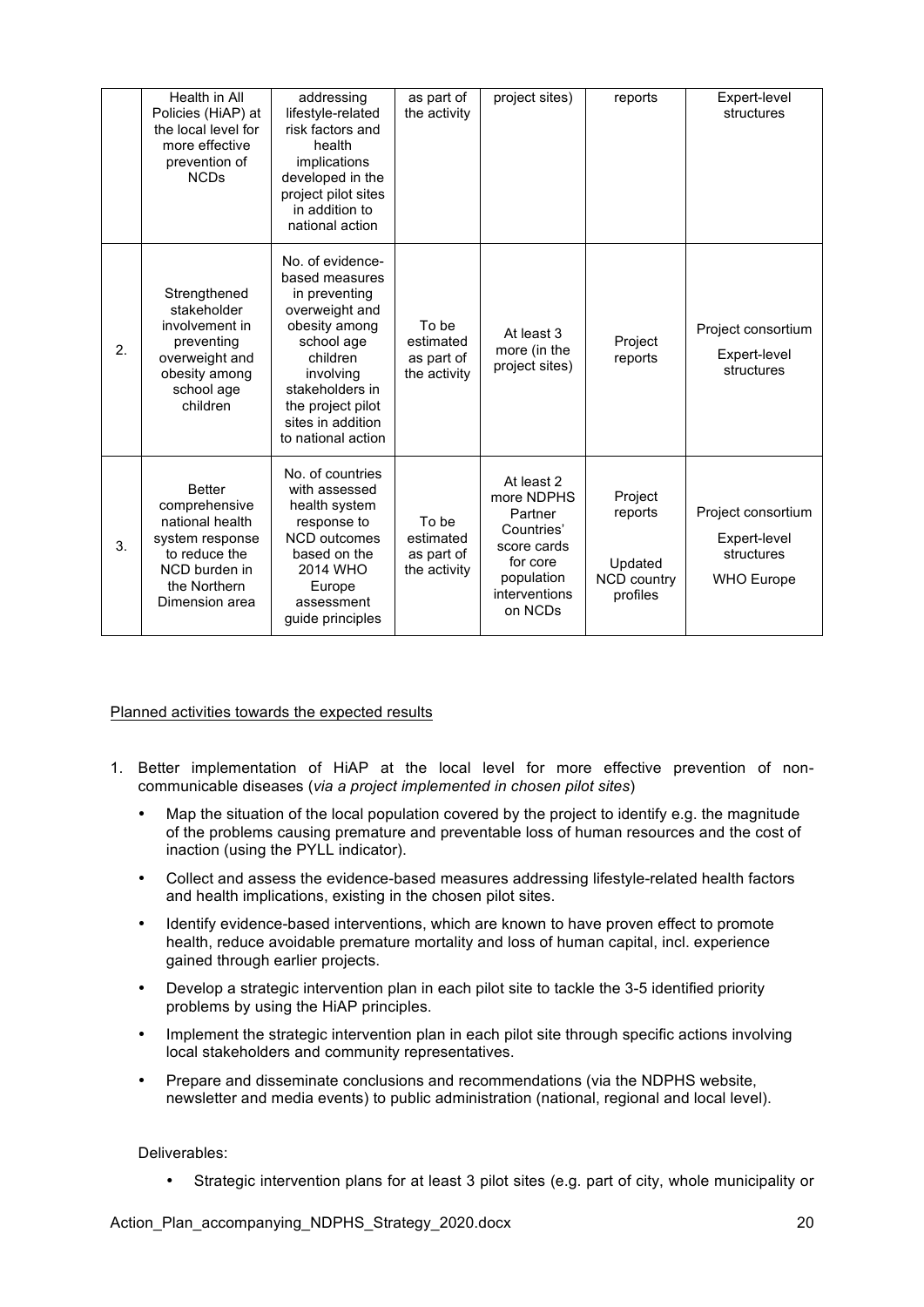| | | | | | | |
|---|---|---|---|---|---|---|
| | Health in All Policies (HiAP) at the local level for more effective prevention of NCDs | addressing lifestyle-related risk factors and health implications developed in the project pilot sites in addition to national action | as part of the activity | project sites) | reports | Expert-level structures |
| 2. | Strengthened stakeholder involvement in preventing overweight and obesity among school age children | No. of evidence-based measures in preventing overweight and obesity among school age children involving stakeholders in the project pilot sites in addition to national action | To be estimated as part of the activity | At least 3 more (in the project sites) | Project reports | Project consortium<br><br>Expert-level structures |
| 3. | Better comprehensive national health system response to reduce the NCD burden in the Northern Dimension area | No. of countries with assessed health system response to NCD outcomes based on the 2014 WHO Europe assessment guide principles | To be estimated as part of the activity | At least 2 more NDPHS Partner Countries' score cards for core population interventions on NCDs | Project reports<br><br>Updated NCD country profiles | Project consortium<br><br>Expert-level structures<br><br>WHO Europe |

Planned activities towards the expected results

1. Better implementation of HiAP at the local level for more effective prevention of non-communicable diseases (*via a project implemented in chosen pilot sites*)
   - Map the situation of the local population covered by the project to identify e.g. the magnitude of the problems causing premature and preventable loss of human resources and the cost of inaction (using the PYLL indicator).
   - Collect and assess the evidence-based measures addressing lifestyle-related health factors and health implications, existing in the chosen pilot sites.
   - Identify evidence-based interventions, which are known to have proven effect to promote health, reduce avoidable premature mortality and loss of human capital, incl. experience gained through earlier projects.
   - Develop a strategic intervention plan in each pilot site to tackle the 3-5 identified priority problems by using the HiAP principles.
   - Implement the strategic intervention plan in each pilot site through specific actions involving local stakeholders and community representatives.
   - Prepare and disseminate conclusions and recommendations (via the NDPHS website, newsletter and media events) to public administration (national, regional and local level).

   Deliverables:

   - Strategic intervention plans for at least 3 pilot sites (e.g. part of city, whole municipality or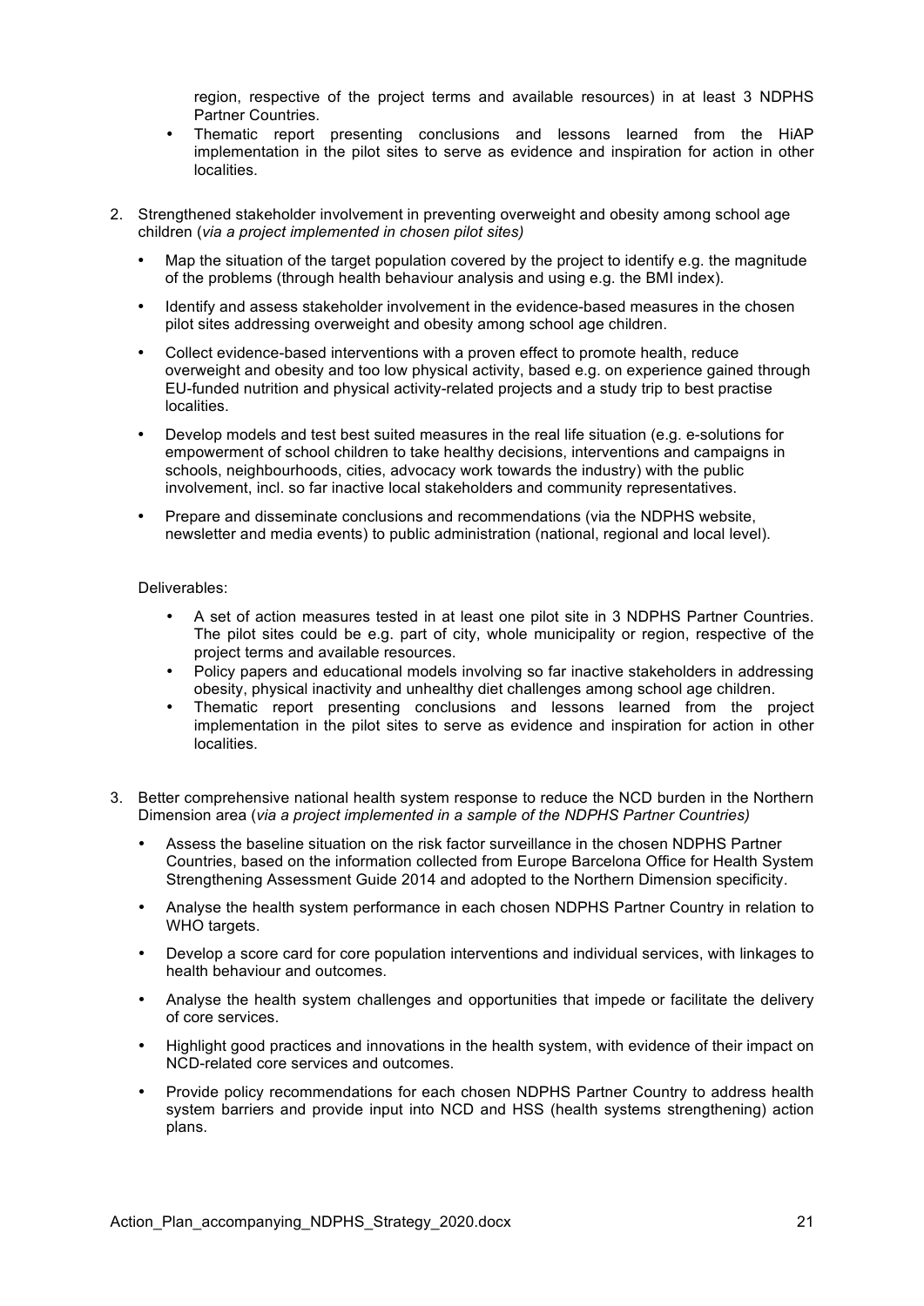region, respective of the project terms and available resources) in at least 3 NDPHS Partner Countries.
- Thematic report presenting conclusions and lessons learned from the HiAP implementation in the pilot sites to serve as evidence and inspiration for action in other localities.

2. Strengthened stakeholder involvement in preventing overweight and obesity among school age children (*via a project implemented in chosen pilot sites)*

   - Map the situation of the target population covered by the project to identify e.g. the magnitude of the problems (through health behaviour analysis and using e.g. the BMI index).
   - Identify and assess stakeholder involvement in the evidence-based measures in the chosen pilot sites addressing overweight and obesity among school age children.
   - Collect evidence-based interventions with a proven effect to promote health, reduce overweight and obesity and too low physical activity, based e.g. on experience gained through EU-funded nutrition and physical activity-related projects and a study trip to best practise localities.
   - Develop models and test best suited measures in the real life situation (e.g. e-solutions for empowerment of school children to take healthy decisions, interventions and campaigns in schools, neighbourhoods, cities, advocacy work towards the industry) with the public involvement, incl. so far inactive local stakeholders and community representatives.
   - Prepare and disseminate conclusions and recommendations (via the NDPHS website, newsletter and media events) to public administration (national, regional and local level).

   Deliverables:

   - A set of action measures tested in at least one pilot site in 3 NDPHS Partner Countries. The pilot sites could be e.g. part of city, whole municipality or region, respective of the project terms and available resources.
   - Policy papers and educational models involving so far inactive stakeholders in addressing obesity, physical inactivity and unhealthy diet challenges among school age children.
   - Thematic report presenting conclusions and lessons learned from the project implementation in the pilot sites to serve as evidence and inspiration for action in other localities.

3. Better comprehensive national health system response to reduce the NCD burden in the Northern Dimension area (*via a project implemented in a sample of the NDPHS Partner Countries)*

   - Assess the baseline situation on the risk factor surveillance in the chosen NDPHS Partner Countries, based on the information collected from Europe Barcelona Office for Health System Strengthening Assessment Guide 2014 and adopted to the Northern Dimension specificity.
   - Analyse the health system performance in each chosen NDPHS Partner Country in relation to WHO targets.
   - Develop a score card for core population interventions and individual services, with linkages to health behaviour and outcomes.
   - Analyse the health system challenges and opportunities that impede or facilitate the delivery of core services.
   - Highlight good practices and innovations in the health system, with evidence of their impact on NCD-related core services and outcomes.
   - Provide policy recommendations for each chosen NDPHS Partner Country to address health system barriers and provide input into NCD and HSS (health systems strengthening) action plans.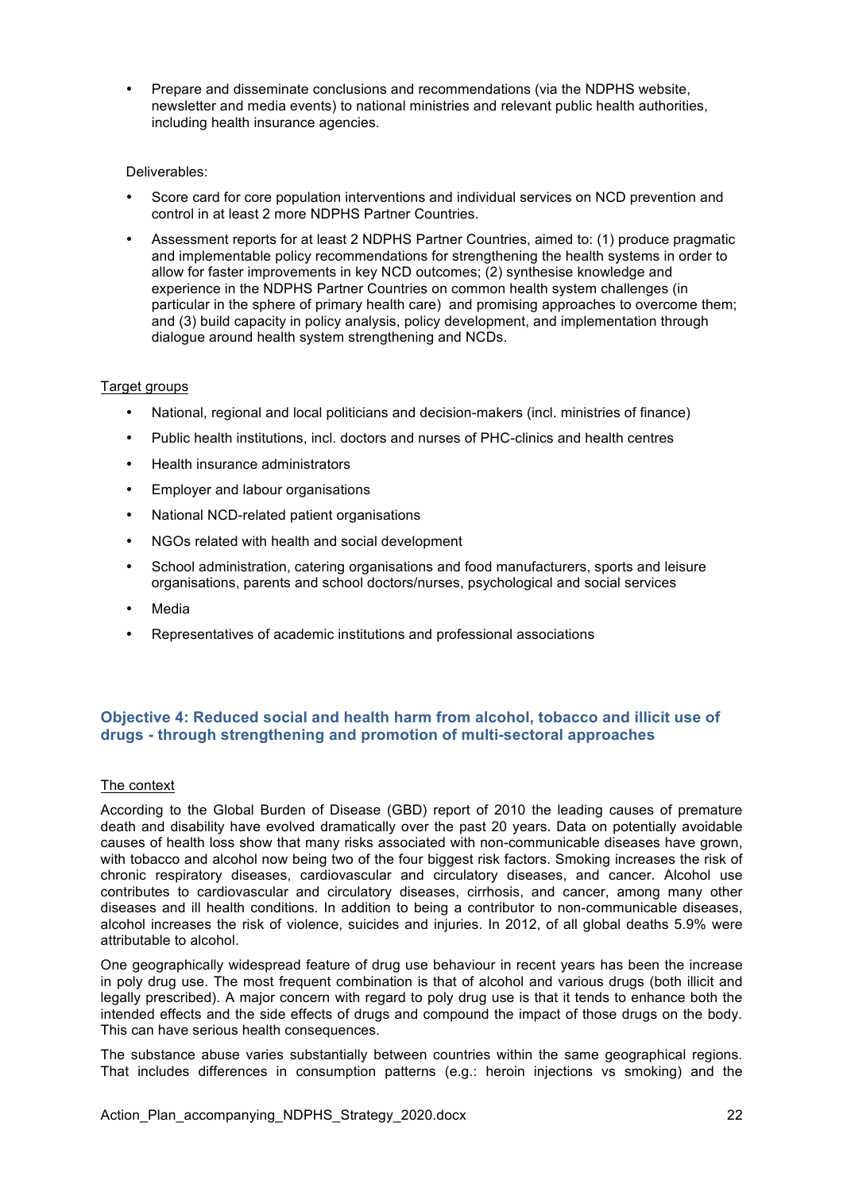- Prepare and disseminate conclusions and recommendations (via the NDPHS website, newsletter and media events) to national ministries and relevant public health authorities, including health insurance agencies.

Deliverables:

- Score card for core population interventions and individual services on NCD prevention and control in at least 2 more NDPHS Partner Countries.
- Assessment reports for at least 2 NDPHS Partner Countries, aimed to: (1) produce pragmatic and implementable policy recommendations for strengthening the health systems in order to allow for faster improvements in key NCD outcomes; (2) synthesise knowledge and experience in the NDPHS Partner Countries on common health system challenges (in particular in the sphere of primary health care) and promising approaches to overcome them; and (3) build capacity in policy analysis, policy development, and implementation through dialogue around health system strengthening and NCDs.

Target groups

- National, regional and local politicians and decision-makers (incl. ministries of finance)
- Public health institutions, incl. doctors and nurses of PHC-clinics and health centres
- Health insurance administrators
- Employer and labour organisations
- National NCD-related patient organisations
- NGOs related with health and social development
- School administration, catering organisations and food manufacturers, sports and leisure organisations, parents and school doctors/nurses, psychological and social services
- Media
- Representatives of academic institutions and professional associations

### Objective 4: Reduced social and health harm from alcohol, tobacco and illicit use of drugs - through strengthening and promotion of multi-sectoral approaches

The context

According to the Global Burden of Disease (GBD) report of 2010 the leading causes of premature death and disability have evolved dramatically over the past 20 years. Data on potentially avoidable causes of health loss show that many risks associated with non-communicable diseases have grown, with tobacco and alcohol now being two of the four biggest risk factors. Smoking increases the risk of chronic respiratory diseases, cardiovascular and circulatory diseases, and cancer. Alcohol use contributes to cardiovascular and circulatory diseases, cirrhosis, and cancer, among many other diseases and ill health conditions. In addition to being a contributor to non-communicable diseases, alcohol increases the risk of violence, suicides and injuries. In 2012, of all global deaths 5.9% were attributable to alcohol.

One geographically widespread feature of drug use behaviour in recent years has been the increase in poly drug use. The most frequent combination is that of alcohol and various drugs (both illicit and legally prescribed). A major concern with regard to poly drug use is that it tends to enhance both the intended effects and the side effects of drugs and compound the impact of those drugs on the body. This can have serious health consequences.

The substance abuse varies substantially between countries within the same geographical regions. That includes differences in consumption patterns (e.g.: heroin injections vs smoking) and the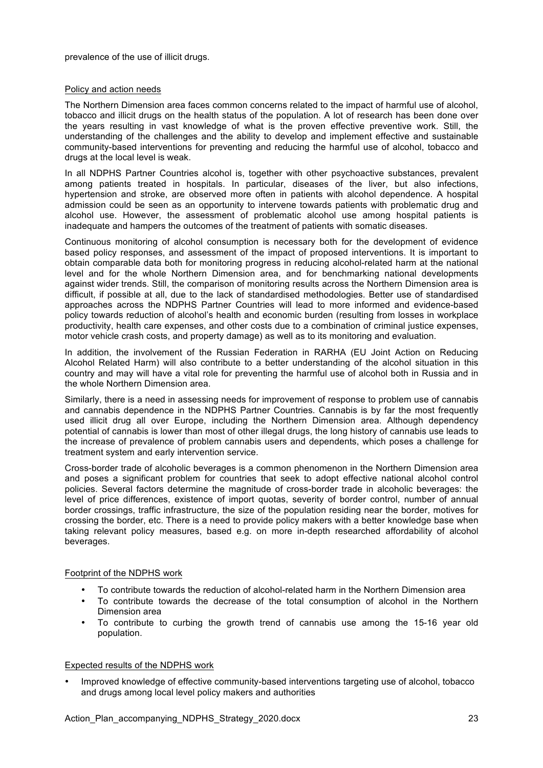prevalence of the use of illicit drugs.

Policy and action needs

The Northern Dimension area faces common concerns related to the impact of harmful use of alcohol, tobacco and illicit drugs on the health status of the population. A lot of research has been done over the years resulting in vast knowledge of what is the proven effective preventive work. Still, the understanding of the challenges and the ability to develop and implement effective and sustainable community-based interventions for preventing and reducing the harmful use of alcohol, tobacco and drugs at the local level is weak.

In all NDPHS Partner Countries alcohol is, together with other psychoactive substances, prevalent among patients treated in hospitals. In particular, diseases of the liver, but also infections, hypertension and stroke, are observed more often in patients with alcohol dependence. A hospital admission could be seen as an opportunity to intervene towards patients with problematic drug and alcohol use. However, the assessment of problematic alcohol use among hospital patients is inadequate and hampers the outcomes of the treatment of patients with somatic diseases.

Continuous monitoring of alcohol consumption is necessary both for the development of evidence based policy responses, and assessment of the impact of proposed interventions. It is important to obtain comparable data both for monitoring progress in reducing alcohol-related harm at the national level and for the whole Northern Dimension area, and for benchmarking national developments against wider trends. Still, the comparison of monitoring results across the Northern Dimension area is difficult, if possible at all, due to the lack of standardised methodologies. Better use of standardised approaches across the NDPHS Partner Countries will lead to more informed and evidence-based policy towards reduction of alcohol's health and economic burden (resulting from losses in workplace productivity, health care expenses, and other costs due to a combination of criminal justice expenses, motor vehicle crash costs, and property damage) as well as to its monitoring and evaluation.

In addition, the involvement of the Russian Federation in RARHA (EU Joint Action on Reducing Alcohol Related Harm) will also contribute to a better understanding of the alcohol situation in this country and may will have a vital role for preventing the harmful use of alcohol both in Russia and in the whole Northern Dimension area.

Similarly, there is a need in assessing needs for improvement of response to problem use of cannabis and cannabis dependence in the NDPHS Partner Countries. Cannabis is by far the most frequently used illicit drug all over Europe, including the Northern Dimension area. Although dependency potential of cannabis is lower than most of other illegal drugs, the long history of cannabis use leads to the increase of prevalence of problem cannabis users and dependents, which poses a challenge for treatment system and early intervention service.

Cross-border trade of alcoholic beverages is a common phenomenon in the Northern Dimension area and poses a significant problem for countries that seek to adopt effective national alcohol control policies. Several factors determine the magnitude of cross-border trade in alcoholic beverages: the level of price differences, existence of import quotas, severity of border control, number of annual border crossings, traffic infrastructure, the size of the population residing near the border, motives for crossing the border, etc. There is a need to provide policy makers with a better knowledge base when taking relevant policy measures, based e.g. on more in-depth researched affordability of alcohol beverages.

Footprint of the NDPHS work

- To contribute towards the reduction of alcohol-related harm in the Northern Dimension area
- To contribute towards the decrease of the total consumption of alcohol in the Northern Dimension area
- To contribute to curbing the growth trend of cannabis use among the 15-16 year old population.

Expected results of the NDPHS work

- Improved knowledge of effective community-based interventions targeting use of alcohol, tobacco and drugs among local level policy makers and authorities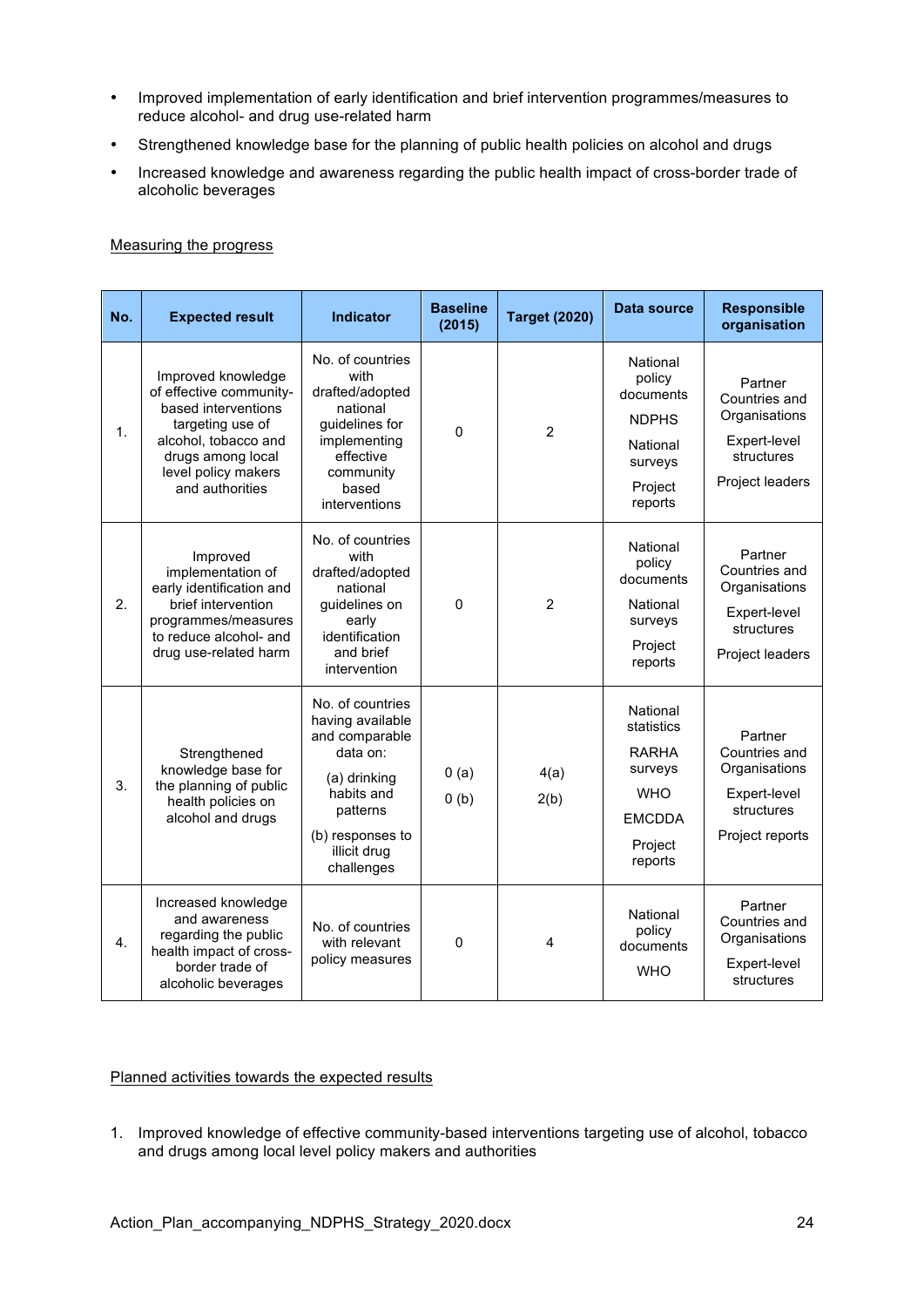- Improved implementation of early identification and brief intervention programmes/measures to reduce alcohol- and drug use-related harm
- Strengthened knowledge base for the planning of public health policies on alcohol and drugs
- Increased knowledge and awareness regarding the public health impact of cross-border trade of alcoholic beverages

Measuring the progress

| No. | Expected result | Indicator | Baseline (2015) | Target (2020) | Data source | Responsible organisation |
|---|---|---|---|---|---|---|
| 1. | Improved knowledge of effective community-based interventions targeting use of alcohol, tobacco and drugs among local level policy makers and authorities | No. of countries with drafted/adopted national guidelines for implementing effective community based interventions | 0 | 2 | National policy documents<br>NDPHS<br>National surveys<br>Project reports | Partner Countries and Organisations<br>Expert-level structures<br>Project leaders |
| 2. | Improved implementation of early identification and brief intervention programmes/measures to reduce alcohol- and drug use-related harm | No. of countries with drafted/adopted national guidelines on early identification and brief intervention | 0 | 2 | National policy documents<br>National surveys<br>Project reports | Partner Countries and Organisations<br>Expert-level structures<br>Project leaders |
| 3. | Strengthened knowledge base for the planning of public health policies on alcohol and drugs | No. of countries having available and comparable data on:<br>(a) drinking habits and patterns<br>(b) responses to illicit drug challenges | 0 (a)<br>0 (b) | 4(a)<br>2(b) | National statistics<br>RARHA surveys<br>WHO<br>EMCDDA<br>Project reports | Partner Countries and Organisations<br>Expert-level structures<br>Project reports |
| 4. | Increased knowledge and awareness regarding the public health impact of cross-border trade of alcoholic beverages | No. of countries with relevant policy measures | 0 | 4 | National policy documents<br>WHO | Partner Countries and Organisations<br>Expert-level structures |

Planned activities towards the expected results

1. Improved knowledge of effective community-based interventions targeting use of alcohol, tobacco and drugs among local level policy makers and authorities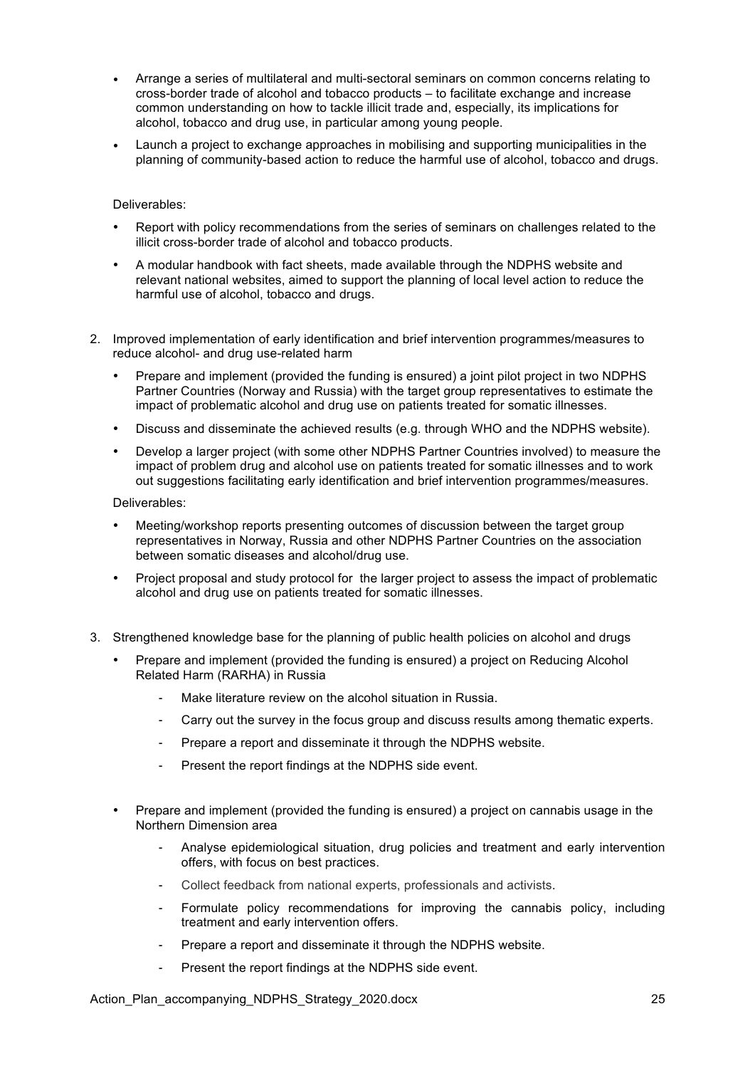- Arrange a series of multilateral and multi-sectoral seminars on common concerns relating to cross-border trade of alcohol and tobacco products – to facilitate exchange and increase common understanding on how to tackle illicit trade and, especially, its implications for alcohol, tobacco and drug use, in particular among young people.
- Launch a project to exchange approaches in mobilising and supporting municipalities in the planning of community-based action to reduce the harmful use of alcohol, tobacco and drugs.

Deliverables:

- Report with policy recommendations from the series of seminars on challenges related to the illicit cross-border trade of alcohol and tobacco products.
- A modular handbook with fact sheets, made available through the NDPHS website and relevant national websites, aimed to support the planning of local level action to reduce the harmful use of alcohol, tobacco and drugs.

2. Improved implementation of early identification and brief intervention programmes/measures to reduce alcohol- and drug use-related harm
   - Prepare and implement (provided the funding is ensured) a joint pilot project in two NDPHS Partner Countries (Norway and Russia) with the target group representatives to estimate the impact of problematic alcohol and drug use on patients treated for somatic illnesses.
   - Discuss and disseminate the achieved results (e.g. through WHO and the NDPHS website).
   - Develop a larger project (with some other NDPHS Partner Countries involved) to measure the impact of problem drug and alcohol use on patients treated for somatic illnesses and to work out suggestions facilitating early identification and brief intervention programmes/measures.

   Deliverables:

   - Meeting/workshop reports presenting outcomes of discussion between the target group representatives in Norway, Russia and other NDPHS Partner Countries on the association between somatic diseases and alcohol/drug use.
   - Project proposal and study protocol for the larger project to assess the impact of problematic alcohol and drug use on patients treated for somatic illnesses.

3. Strengthened knowledge base for the planning of public health policies on alcohol and drugs
   - Prepare and implement (provided the funding is ensured) a project on Reducing Alcohol Related Harm (RARHA) in Russia
     - Make literature review on the alcohol situation in Russia.
     - Carry out the survey in the focus group and discuss results among thematic experts.
     - Prepare a report and disseminate it through the NDPHS website.
     - Present the report findings at the NDPHS side event.
   - Prepare and implement (provided the funding is ensured) a project on cannabis usage in the Northern Dimension area
     - Analyse epidemiological situation, drug policies and treatment and early intervention offers, with focus on best practices.
     - Collect feedback from national experts, professionals and activists.
     - Formulate policy recommendations for improving the cannabis policy, including treatment and early intervention offers.
     - Prepare a report and disseminate it through the NDPHS website.
     - Present the report findings at the NDPHS side event.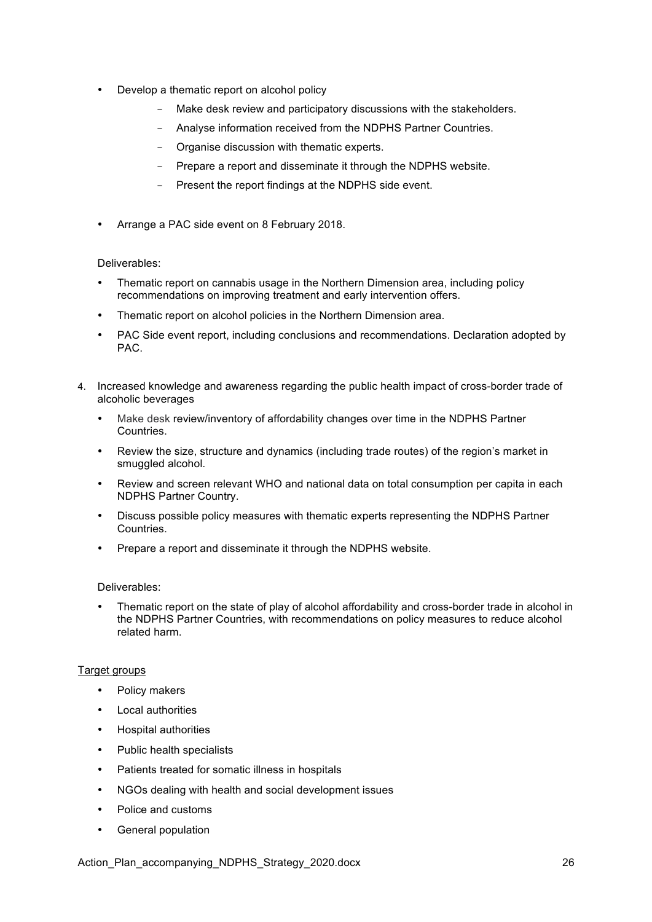- Develop a thematic report on alcohol policy
  - Make desk review and participatory discussions with the stakeholders.
  - Analyse information received from the NDPHS Partner Countries.
  - Organise discussion with thematic experts.
  - Prepare a report and disseminate it through the NDPHS website.
  - Present the report findings at the NDPHS side event.
- Arrange a PAC side event on 8 February 2018.

Deliverables:

- Thematic report on cannabis usage in the Northern Dimension area, including policy recommendations on improving treatment and early intervention offers.
- Thematic report on alcohol policies in the Northern Dimension area.
- PAC Side event report, including conclusions and recommendations. Declaration adopted by PAC.

4. Increased knowledge and awareness regarding the public health impact of cross-border trade of alcoholic beverages
   - Make desk review/inventory of affordability changes over time in the NDPHS Partner Countries.
   - Review the size, structure and dynamics (including trade routes) of the region's market in smuggled alcohol.
   - Review and screen relevant WHO and national data on total consumption per capita in each NDPHS Partner Country.
   - Discuss possible policy measures with thematic experts representing the NDPHS Partner Countries.
   - Prepare a report and disseminate it through the NDPHS website.

   Deliverables:

   - Thematic report on the state of play of alcohol affordability and cross-border trade in alcohol in the NDPHS Partner Countries, with recommendations on policy measures to reduce alcohol related harm.

<u>Target groups</u>

- Policy makers
- Local authorities
- Hospital authorities
- Public health specialists
- Patients treated for somatic illness in hospitals
- NGOs dealing with health and social development issues
- Police and customs
- General population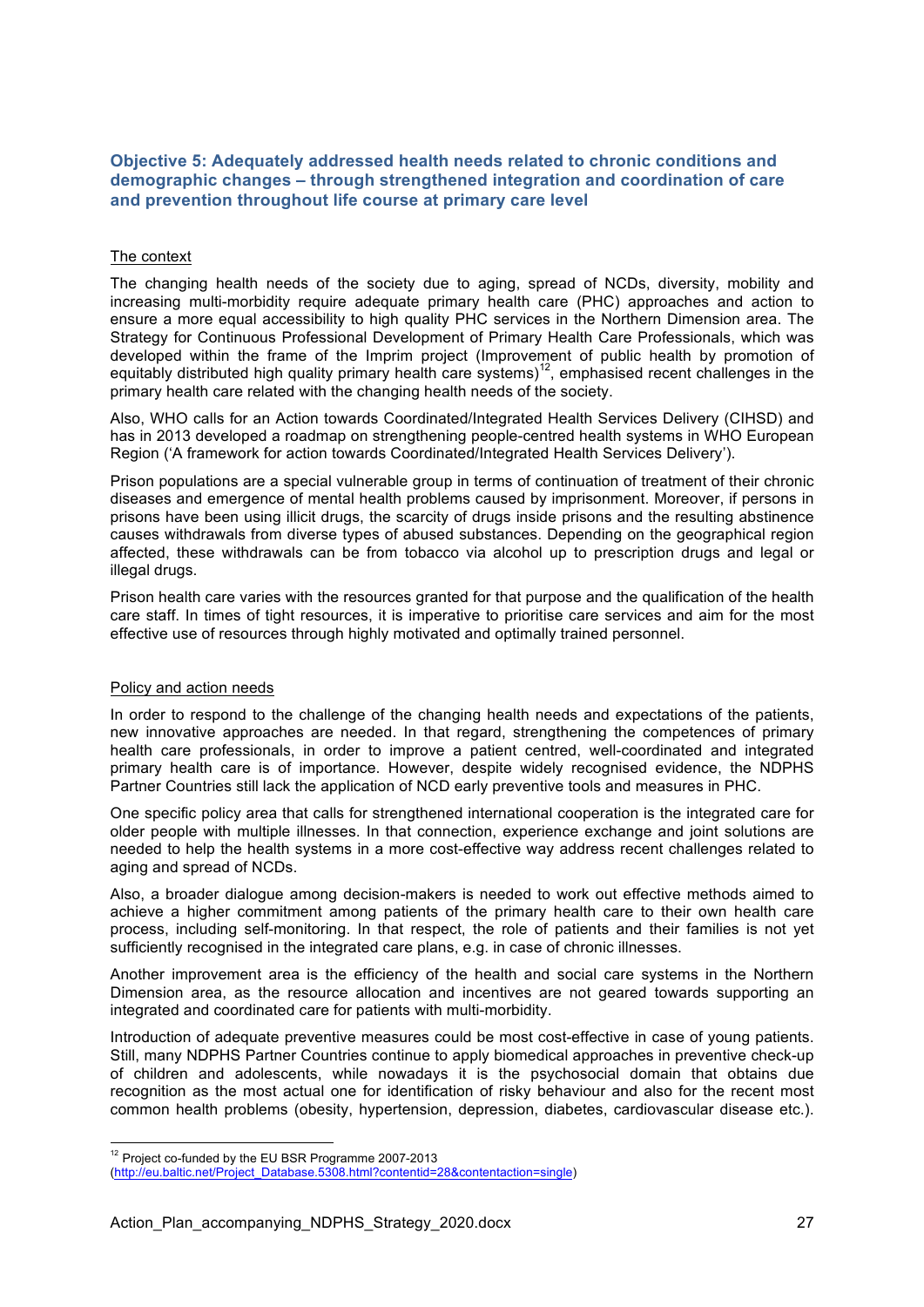### Objective 5: Adequately addressed health needs related to chronic conditions and demographic changes – through strengthened integration and coordination of care and prevention throughout life course at primary care level

The context

The changing health needs of the society due to aging, spread of NCDs, diversity, mobility and increasing multi-morbidity require adequate primary health care (PHC) approaches and action to ensure a more equal accessibility to high quality PHC services in the Northern Dimension area. The Strategy for Continuous Professional Development of Primary Health Care Professionals, which was developed within the frame of the Imprim project (Improvement of public health by promotion of equitably distributed high quality primary health care systems)[12], emphasised recent challenges in the primary health care related with the changing health needs of the society.

Also, WHO calls for an Action towards Coordinated/Integrated Health Services Delivery (CIHSD) and has in 2013 developed a roadmap on strengthening people-centred health systems in WHO European Region ('A framework for action towards Coordinated/Integrated Health Services Delivery').

Prison populations are a special vulnerable group in terms of continuation of treatment of their chronic diseases and emergence of mental health problems caused by imprisonment. Moreover, if persons in prisons have been using illicit drugs, the scarcity of drugs inside prisons and the resulting abstinence causes withdrawals from diverse types of abused substances. Depending on the geographical region affected, these withdrawals can be from tobacco via alcohol up to prescription drugs and legal or illegal drugs.

Prison health care varies with the resources granted for that purpose and the qualification of the health care staff. In times of tight resources, it is imperative to prioritise care services and aim for the most effective use of resources through highly motivated and optimally trained personnel.

Policy and action needs

In order to respond to the challenge of the changing health needs and expectations of the patients, new innovative approaches are needed. In that regard, strengthening the competences of primary health care professionals, in order to improve a patient centred, well-coordinated and integrated primary health care is of importance. However, despite widely recognised evidence, the NDPHS Partner Countries still lack the application of NCD early preventive tools and measures in PHC.

One specific policy area that calls for strengthened international cooperation is the integrated care for older people with multiple illnesses. In that connection, experience exchange and joint solutions are needed to help the health systems in a more cost-effective way address recent challenges related to aging and spread of NCDs.

Also, a broader dialogue among decision-makers is needed to work out effective methods aimed to achieve a higher commitment among patients of the primary health care to their own health care process, including self-monitoring. In that respect, the role of patients and their families is not yet sufficiently recognised in the integrated care plans, e.g. in case of chronic illnesses.

Another improvement area is the efficiency of the health and social care systems in the Northern Dimension area, as the resource allocation and incentives are not geared towards supporting an integrated and coordinated care for patients with multi-morbidity.

Introduction of adequate preventive measures could be most cost-effective in case of young patients. Still, many NDPHS Partner Countries continue to apply biomedical approaches in preventive check-up of children and adolescents, while nowadays it is the psychosocial domain that obtains due recognition as the most actual one for identification of risky behaviour and also for the recent most common health problems (obesity, hypertension, depression, diabetes, cardiovascular disease etc.).

[12] Project co-funded by the EU BSR Programme 2007-2013 (http://eu.baltic.net/Project_Database.5308.html?contentid=28&contentaction=single)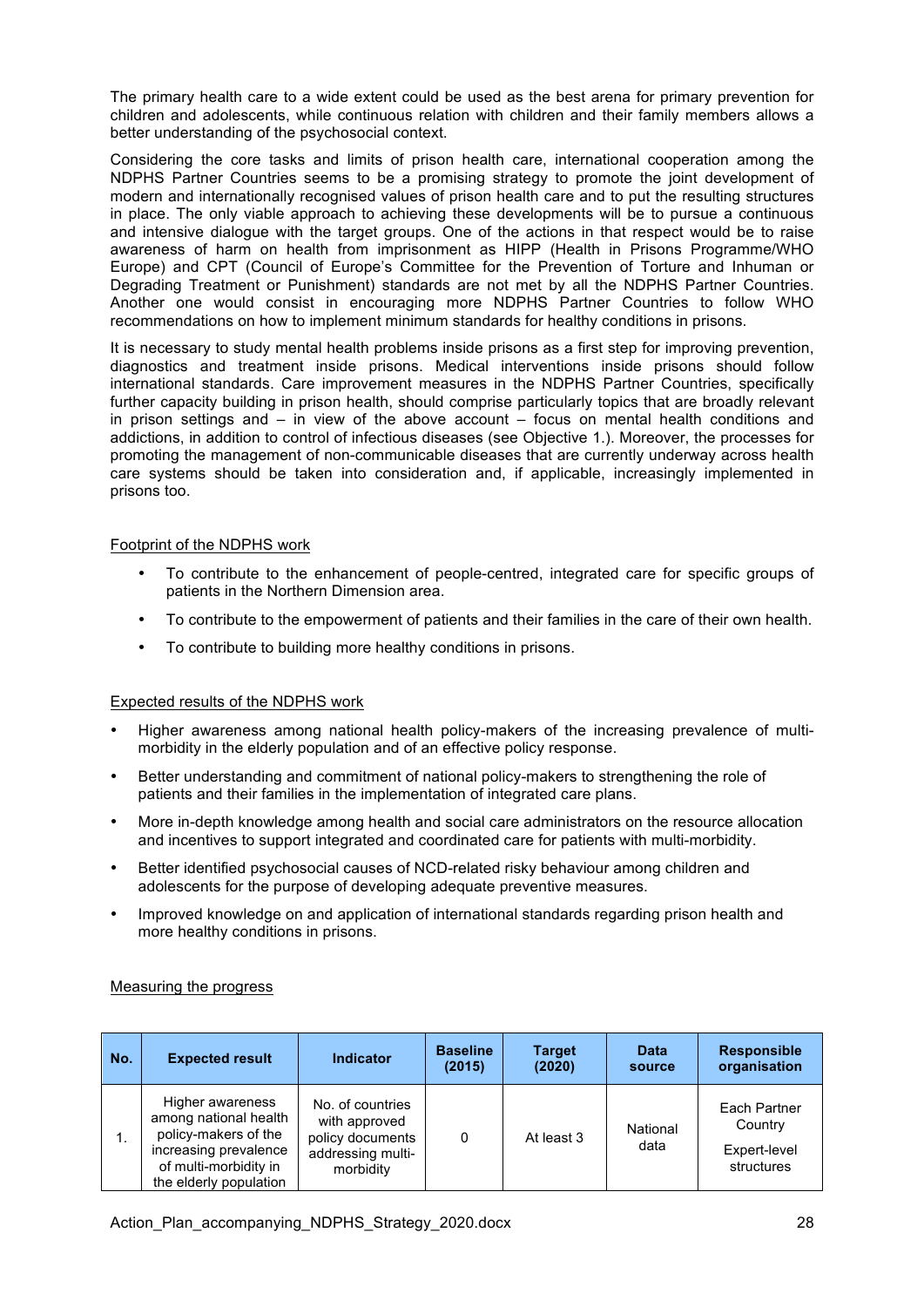The primary health care to a wide extent could be used as the best arena for primary prevention for children and adolescents, while continuous relation with children and their family members allows a better understanding of the psychosocial context.

Considering the core tasks and limits of prison health care, international cooperation among the NDPHS Partner Countries seems to be a promising strategy to promote the joint development of modern and internationally recognised values of prison health care and to put the resulting structures in place. The only viable approach to achieving these developments will be to pursue a continuous and intensive dialogue with the target groups. One of the actions in that respect would be to raise awareness of harm on health from imprisonment as HIPP (Health in Prisons Programme/WHO Europe) and CPT (Council of Europe's Committee for the Prevention of Torture and Inhuman or Degrading Treatment or Punishment) standards are not met by all the NDPHS Partner Countries. Another one would consist in encouraging more NDPHS Partner Countries to follow WHO recommendations on how to implement minimum standards for healthy conditions in prisons.

It is necessary to study mental health problems inside prisons as a first step for improving prevention, diagnostics and treatment inside prisons. Medical interventions inside prisons should follow international standards. Care improvement measures in the NDPHS Partner Countries, specifically further capacity building in prison health, should comprise particularly topics that are broadly relevant in prison settings and – in view of the above account – focus on mental health conditions and addictions, in addition to control of infectious diseases (see Objective 1.). Moreover, the processes for promoting the management of non-communicable diseases that are currently underway across health care systems should be taken into consideration and, if applicable, increasingly implemented in prisons too.

Footprint of the NDPHS work

- To contribute to the enhancement of people-centred, integrated care for specific groups of patients in the Northern Dimension area.
- To contribute to the empowerment of patients and their families in the care of their own health.
- To contribute to building more healthy conditions in prisons.

Expected results of the NDPHS work

- Higher awareness among national health policy-makers of the increasing prevalence of multi-morbidity in the elderly population and of an effective policy response.
- Better understanding and commitment of national policy-makers to strengthening the role of patients and their families in the implementation of integrated care plans.
- More in-depth knowledge among health and social care administrators on the resource allocation and incentives to support integrated and coordinated care for patients with multi-morbidity.
- Better identified psychosocial causes of NCD-related risky behaviour among children and adolescents for the purpose of developing adequate preventive measures.
- Improved knowledge on and application of international standards regarding prison health and more healthy conditions in prisons.

Measuring the progress

| No. | Expected result | Indicator | Baseline (2015) | Target (2020) | Data source | Responsible organisation |
|---|---|---|---|---|---|---|
| 1. | Higher awareness among national health policy-makers of the increasing prevalence of multi-morbidity in the elderly population | No. of countries with approved policy documents addressing multi-morbidity | 0 | At least 3 | National data | Each Partner Country<br><br>Expert-level structures |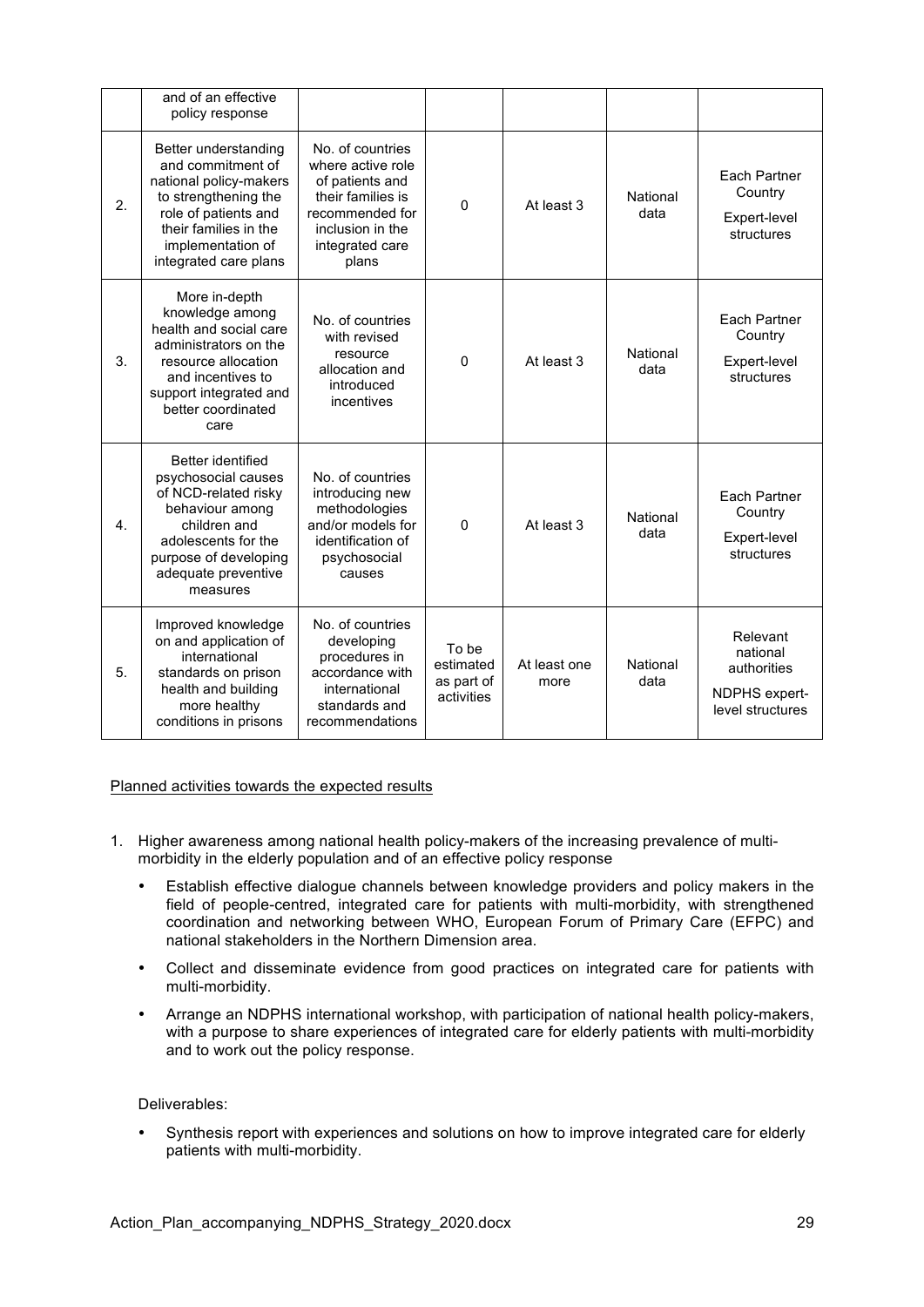| | and of an effective policy response | | | | | |
|---|---|---|---|---|---|---|
| 2. | Better understanding and commitment of national policy-makers to strengthening the role of patients and their families in the implementation of integrated care plans | No. of countries where active role of patients and their families is recommended for inclusion in the integrated care plans | 0 | At least 3 | National data | Each Partner Country<br>Expert-level structures |
| 3. | More in-depth knowledge among health and social care administrators on the resource allocation and incentives to support integrated and better coordinated care | No. of countries with revised resource allocation and introduced incentives | 0 | At least 3 | National data | Each Partner Country<br>Expert-level structures |
| 4. | Better identified psychosocial causes of NCD-related risky behaviour among children and adolescents for the purpose of developing adequate preventive measures | No. of countries introducing new methodologies and/or models for identification of psychosocial causes | 0 | At least 3 | National data | Each Partner Country<br>Expert-level structures |
| 5. | Improved knowledge on and application of international standards on prison health and building more healthy conditions in prisons | No. of countries developing procedures in accordance with international standards and recommendations | To be estimated as part of activities | At least one more | National data | Relevant national authorities<br>NDPHS expert-level structures |

Planned activities towards the expected results

1. Higher awareness among national health policy-makers of the increasing prevalence of multi-morbidity in the elderly population and of an effective policy response
   - Establish effective dialogue channels between knowledge providers and policy makers in the field of people-centred, integrated care for patients with multi-morbidity, with strengthened coordination and networking between WHO, European Forum of Primary Care (EFPC) and national stakeholders in the Northern Dimension area.
   - Collect and disseminate evidence from good practices on integrated care for patients with multi-morbidity.
   - Arrange an NDPHS international workshop, with participation of national health policy-makers, with a purpose to share experiences of integrated care for elderly patients with multi-morbidity and to work out the policy response.

   Deliverables:

   - Synthesis report with experiences and solutions on how to improve integrated care for elderly patients with multi-morbidity.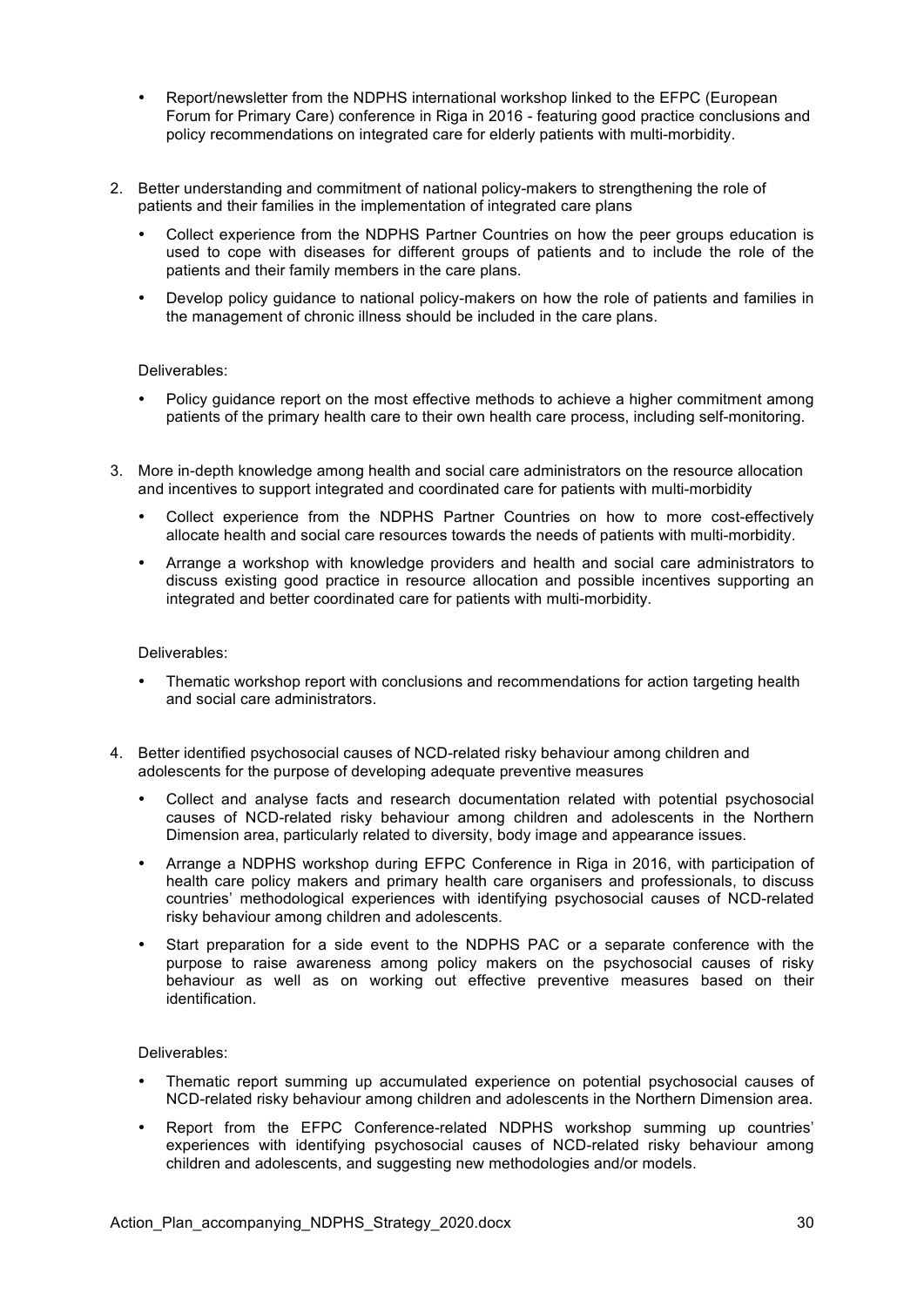- Report/newsletter from the NDPHS international workshop linked to the EFPC (European Forum for Primary Care) conference in Riga in 2016 - featuring good practice conclusions and policy recommendations on integrated care for elderly patients with multi-morbidity.

2. Better understanding and commitment of national policy-makers to strengthening the role of patients and their families in the implementation of integrated care plans

   - Collect experience from the NDPHS Partner Countries on how the peer groups education is used to cope with diseases for different groups of patients and to include the role of the patients and their family members in the care plans.
   - Develop policy guidance to national policy-makers on how the role of patients and families in the management of chronic illness should be included in the care plans.

   Deliverables:

   - Policy guidance report on the most effective methods to achieve a higher commitment among patients of the primary health care to their own health care process, including self-monitoring.

3. More in-depth knowledge among health and social care administrators on the resource allocation and incentives to support integrated and coordinated care for patients with multi-morbidity

   - Collect experience from the NDPHS Partner Countries on how to more cost-effectively allocate health and social care resources towards the needs of patients with multi-morbidity.
   - Arrange a workshop with knowledge providers and health and social care administrators to discuss existing good practice in resource allocation and possible incentives supporting an integrated and better coordinated care for patients with multi-morbidity.

   Deliverables:

   - Thematic workshop report with conclusions and recommendations for action targeting health and social care administrators.

4. Better identified psychosocial causes of NCD-related risky behaviour among children and adolescents for the purpose of developing adequate preventive measures

   - Collect and analyse facts and research documentation related with potential psychosocial causes of NCD-related risky behaviour among children and adolescents in the Northern Dimension area, particularly related to diversity, body image and appearance issues.
   - Arrange a NDPHS workshop during EFPC Conference in Riga in 2016, with participation of health care policy makers and primary health care organisers and professionals, to discuss countries' methodological experiences with identifying psychosocial causes of NCD-related risky behaviour among children and adolescents.
   - Start preparation for a side event to the NDPHS PAC or a separate conference with the purpose to raise awareness among policy makers on the psychosocial causes of risky behaviour as well as on working out effective preventive measures based on their identification.

   Deliverables:

   - Thematic report summing up accumulated experience on potential psychosocial causes of NCD-related risky behaviour among children and adolescents in the Northern Dimension area.
   - Report from the EFPC Conference-related NDPHS workshop summing up countries' experiences with identifying psychosocial causes of NCD-related risky behaviour among children and adolescents, and suggesting new methodologies and/or models.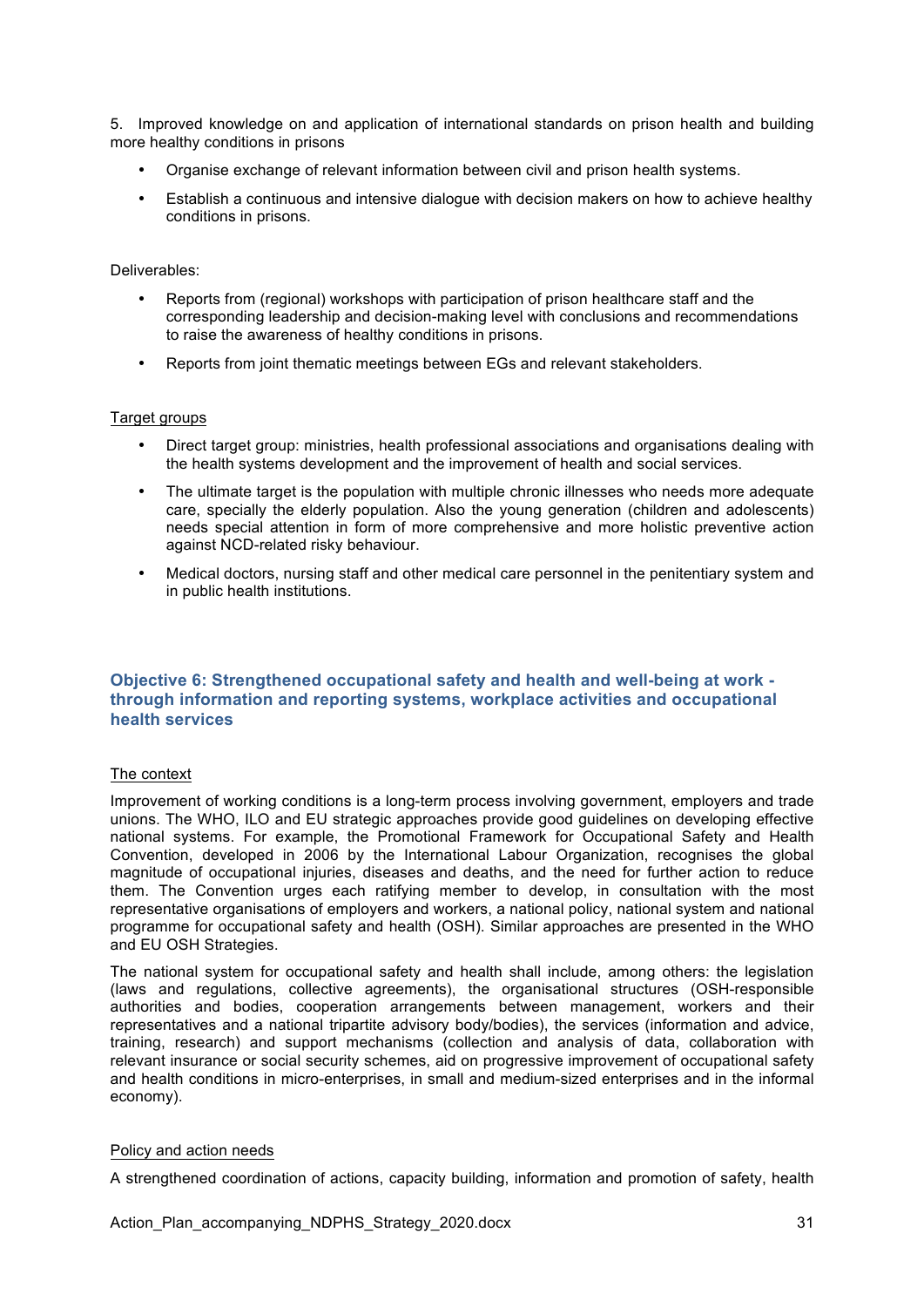5. Improved knowledge on and application of international standards on prison health and building more healthy conditions in prisons

- Organise exchange of relevant information between civil and prison health systems.
- Establish a continuous and intensive dialogue with decision makers on how to achieve healthy conditions in prisons.

Deliverables:

- Reports from (regional) workshops with participation of prison healthcare staff and the corresponding leadership and decision-making level with conclusions and recommendations to raise the awareness of healthy conditions in prisons.
- Reports from joint thematic meetings between EGs and relevant stakeholders.

Target groups

- Direct target group: ministries, health professional associations and organisations dealing with the health systems development and the improvement of health and social services.
- The ultimate target is the population with multiple chronic illnesses who needs more adequate care, specially the elderly population. Also the young generation (children and adolescents) needs special attention in form of more comprehensive and more holistic preventive action against NCD-related risky behaviour.
- Medical doctors, nursing staff and other medical care personnel in the penitentiary system and in public health institutions.

### Objective 6: Strengthened occupational safety and health and well-being at work - through information and reporting systems, workplace activities and occupational health services

The context

Improvement of working conditions is a long-term process involving government, employers and trade unions. The WHO, ILO and EU strategic approaches provide good guidelines on developing effective national systems. For example, the Promotional Framework for Occupational Safety and Health Convention, developed in 2006 by the International Labour Organization, recognises the global magnitude of occupational injuries, diseases and deaths, and the need for further action to reduce them. The Convention urges each ratifying member to develop, in consultation with the most representative organisations of employers and workers, a national policy, national system and national programme for occupational safety and health (OSH). Similar approaches are presented in the WHO and EU OSH Strategies.

The national system for occupational safety and health shall include, among others: the legislation (laws and regulations, collective agreements), the organisational structures (OSH-responsible authorities and bodies, cooperation arrangements between management, workers and their representatives and a national tripartite advisory body/bodies), the services (information and advice, training, research) and support mechanisms (collection and analysis of data, collaboration with relevant insurance or social security schemes, aid on progressive improvement of occupational safety and health conditions in micro-enterprises, in small and medium-sized enterprises and in the informal economy).

Policy and action needs

A strengthened coordination of actions, capacity building, information and promotion of safety, health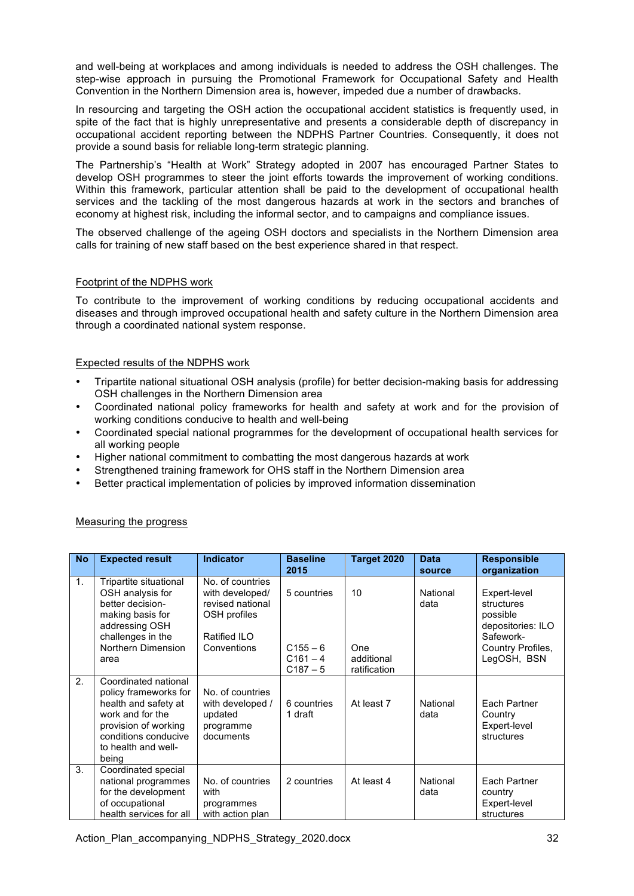and well-being at workplaces and among individuals is needed to address the OSH challenges. The step-wise approach in pursuing the Promotional Framework for Occupational Safety and Health Convention in the Northern Dimension area is, however, impeded due a number of drawbacks.

In resourcing and targeting the OSH action the occupational accident statistics is frequently used, in spite of the fact that is highly unrepresentative and presents a considerable depth of discrepancy in occupational accident reporting between the NDPHS Partner Countries. Consequently, it does not provide a sound basis for reliable long-term strategic planning.

The Partnership's "Health at Work" Strategy adopted in 2007 has encouraged Partner States to develop OSH programmes to steer the joint efforts towards the improvement of working conditions. Within this framework, particular attention shall be paid to the development of occupational health services and the tackling of the most dangerous hazards at work in the sectors and branches of economy at highest risk, including the informal sector, and to campaigns and compliance issues.

The observed challenge of the ageing OSH doctors and specialists in the Northern Dimension area calls for training of new staff based on the best experience shared in that respect.

Footprint of the NDPHS work

To contribute to the improvement of working conditions by reducing occupational accidents and diseases and through improved occupational health and safety culture in the Northern Dimension area through a coordinated national system response.

Expected results of the NDPHS work

- Tripartite national situational OSH analysis (profile) for better decision-making basis for addressing OSH challenges in the Northern Dimension area
- Coordinated national policy frameworks for health and safety at work and for the provision of working conditions conducive to health and well-being
- Coordinated special national programmes for the development of occupational health services for all working people
- Higher national commitment to combatting the most dangerous hazards at work
- Strengthened training framework for OHS staff in the Northern Dimension area
- Better practical implementation of policies by improved information dissemination

Measuring the progress

| No | Expected result | Indicator | Baseline 2015 | Target 2020 | Data source | Responsible organization |
|---|---|---|---|---|---|---|
| 1. | Tripartite situational OSH analysis for better decision-making basis for addressing OSH challenges in the Northern Dimension area | No. of countries with developed/ revised national OSH profiles<br><br>Ratified ILO Conventions | 5 countries<br><br>C155 – 6<br>C161 – 4<br>C187 – 5 | 10<br><br>One additional ratification | National data | Expert-level structures possible depositories: ILO Safework-Country Profiles, LegOSH, BSN |
| 2. | Coordinated national policy frameworks for health and safety at work and for the provision of working conditions conducive to health and well-being | No. of countries with developed / updated programme documents | 6 countries<br>1 draft | At least 7 | National data | Each Partner Country Expert-level structures |
| 3. | Coordinated special national programmes for the development of occupational health services for all | No. of countries with programmes with action plan | 2 countries | At least 4 | National data | Each Partner country Expert-level structures |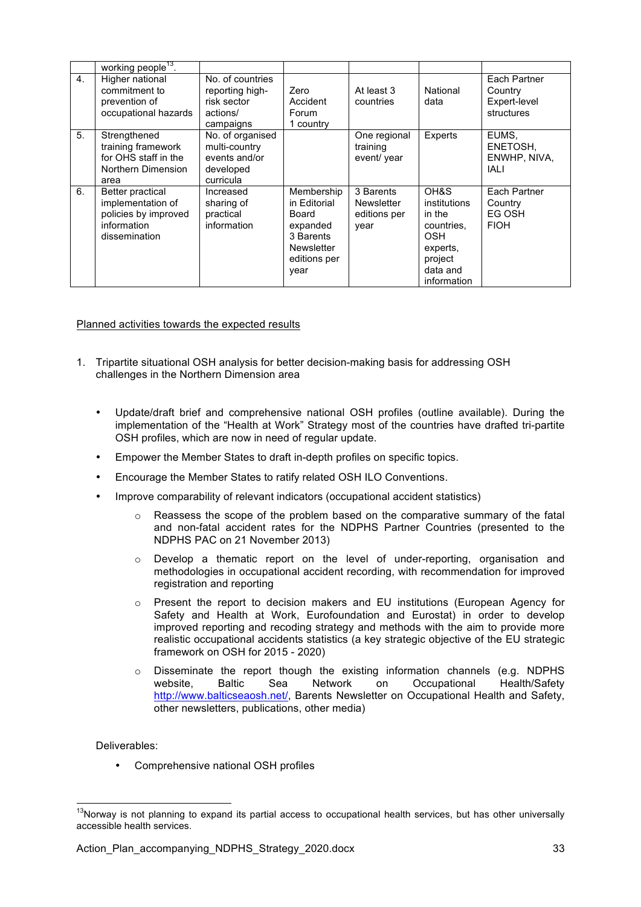| | working people[13]. | | | | | |
|---|---|---|---|---|---|---|
| 4. | Higher national commitment to prevention of occupational hazards | No. of countries reporting high-risk sector actions/ campaigns | Zero Accident Forum 1 country | At least 3 countries | National data | Each Partner Country Expert-level structures |
| 5. | Strengthened training framework for OHS staff in the Northern Dimension area | No. of organised multi-country events and/or developed curricula | | One regional training event/ year | Experts | EUMS, ENETOSH, ENWHP, NIVA, IALI |
| 6. | Better practical implementation of policies by improved information dissemination | Increased sharing of practical information | Membership in Editorial Board expanded 3 Barents Newsletter editions per year | 3 Barents Newsletter editions per year | OH&S institutions in the countries, OSH experts, project data and information | Each Partner Country EG OSH FIOH |

Planned activities towards the expected results

1. Tripartite situational OSH analysis for better decision-making basis for addressing OSH challenges in the Northern Dimension area

   - Update/draft brief and comprehensive national OSH profiles (outline available). During the implementation of the "Health at Work" Strategy most of the countries have drafted tri-partite OSH profiles, which are now in need of regular update.
   - Empower the Member States to draft in-depth profiles on specific topics.
   - Encourage the Member States to ratify related OSH ILO Conventions.
   - Improve comparability of relevant indicators (occupational accident statistics)
     - Reassess the scope of the problem based on the comparative summary of the fatal and non-fatal accident rates for the NDPHS Partner Countries (presented to the NDPHS PAC on 21 November 2013)
     - Develop a thematic report on the level of under-reporting, organisation and methodologies in occupational accident recording, with recommendation for improved registration and reporting
     - Present the report to decision makers and EU institutions (European Agency for Safety and Health at Work, Eurofoundation and Eurostat) in order to develop improved reporting and recoding strategy and methods with the aim to provide more realistic occupational accidents statistics (a key strategic objective of the EU strategic framework on OSH for 2015 - 2020)
     - Disseminate the report though the existing information channels (e.g. NDPHS website, Baltic Sea Network on Occupational Health/Safety http://www.balticseaosh.net/, Barents Newsletter on Occupational Health and Safety, other newsletters, publications, other media)

   Deliverables:

   - Comprehensive national OSH profiles

[13] Norway is not planning to expand its partial access to occupational health services, but has other universally accessible health services.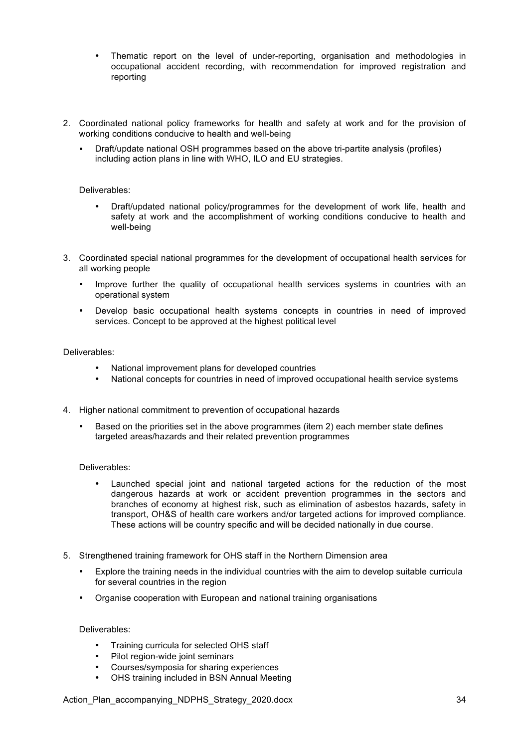- Thematic report on the level of under-reporting, organisation and methodologies in occupational accident recording, with recommendation for improved registration and reporting

2. Coordinated national policy frameworks for health and safety at work and for the provision of working conditions conducive to health and well-being
   - Draft/update national OSH programmes based on the above tri-partite analysis (profiles) including action plans in line with WHO, ILO and EU strategies.

   Deliverables:

   - Draft/updated national policy/programmes for the development of work life, health and safety at work and the accomplishment of working conditions conducive to health and well-being

3. Coordinated special national programmes for the development of occupational health services for all working people
   - Improve further the quality of occupational health services systems in countries with an operational system
   - Develop basic occupational health systems concepts in countries in need of improved services. Concept to be approved at the highest political level

Deliverables:

- National improvement plans for developed countries
- National concepts for countries in need of improved occupational health service systems

4. Higher national commitment to prevention of occupational hazards
   - Based on the priorities set in the above programmes (item 2) each member state defines targeted areas/hazards and their related prevention programmes

   Deliverables:

   - Launched special joint and national targeted actions for the reduction of the most dangerous hazards at work or accident prevention programmes in the sectors and branches of economy at highest risk, such as elimination of asbestos hazards, safety in transport, OH&S of health care workers and/or targeted actions for improved compliance. These actions will be country specific and will be decided nationally in due course.

5. Strengthened training framework for OHS staff in the Northern Dimension area
   - Explore the training needs in the individual countries with the aim to develop suitable curricula for several countries in the region
   - Organise cooperation with European and national training organisations

   Deliverables:

   - Training curricula for selected OHS staff
   - Pilot region-wide joint seminars
   - Courses/symposia for sharing experiences
   - OHS training included in BSN Annual Meeting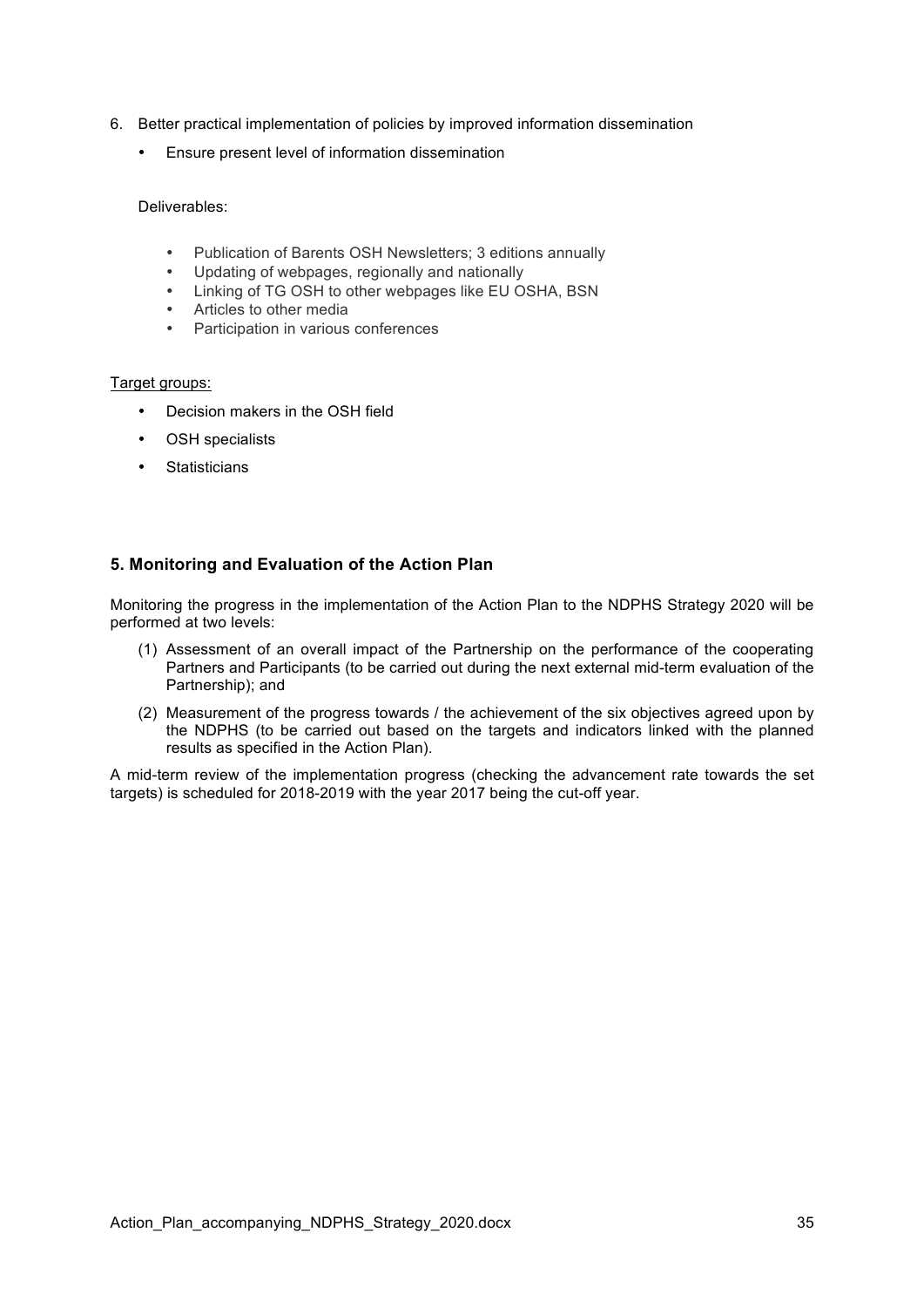6. Better practical implementation of policies by improved information dissemination
   - Ensure present level of information dissemination

   Deliverables:

   - Publication of Barents OSH Newsletters; 3 editions annually
   - Updating of webpages, regionally and nationally
   - Linking of TG OSH to other webpages like EU OSHA, BSN
   - Articles to other media
   - Participation in various conferences

   Target groups:

   - Decision makers in the OSH field
   - OSH specialists
   - Statisticians

### 5. Monitoring and Evaluation of the Action Plan

Monitoring the progress in the implementation of the Action Plan to the NDPHS Strategy 2020 will be performed at two levels:

(1) Assessment of an overall impact of the Partnership on the performance of the cooperating Partners and Participants (to be carried out during the next external mid-term evaluation of the Partnership); and

(2) Measurement of the progress towards / the achievement of the six objectives agreed upon by the NDPHS (to be carried out based on the targets and indicators linked with the planned results as specified in the Action Plan).

A mid-term review of the implementation progress (checking the advancement rate towards the set targets) is scheduled for 2018-2019 with the year 2017 being the cut-off year.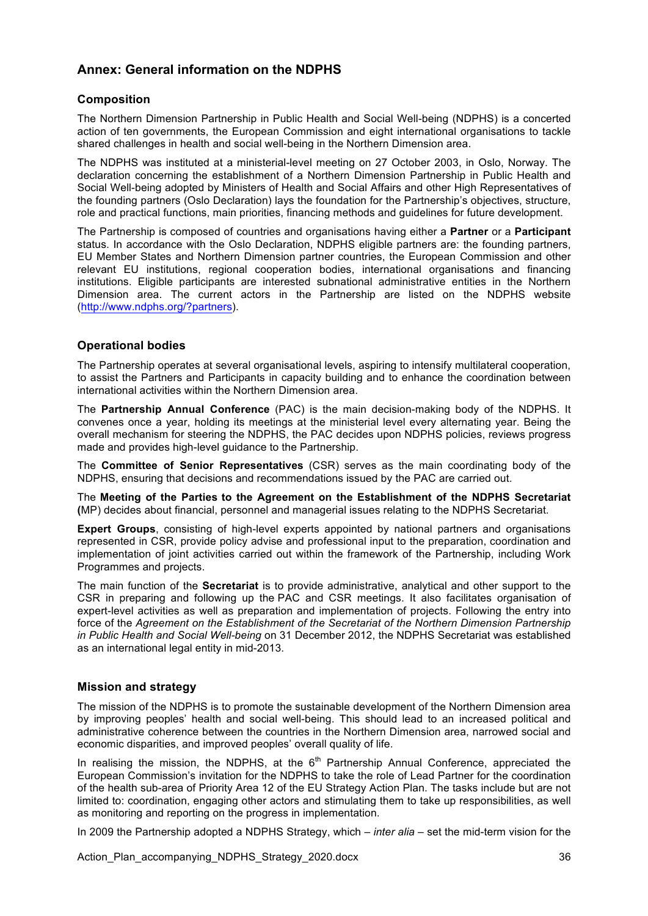## Annex: General information on the NDPHS

### Composition

The Northern Dimension Partnership in Public Health and Social Well-being (NDPHS) is a concerted action of ten governments, the European Commission and eight international organisations to tackle shared challenges in health and social well-being in the Northern Dimension area.

The NDPHS was instituted at a ministerial-level meeting on 27 October 2003, in Oslo, Norway. The declaration concerning the establishment of a Northern Dimension Partnership in Public Health and Social Well-being adopted by Ministers of Health and Social Affairs and other High Representatives of the founding partners (Oslo Declaration) lays the foundation for the Partnership's objectives, structure, role and practical functions, main priorities, financing methods and guidelines for future development.

The Partnership is composed of countries and organisations having either a **Partner** or a **Participant** status. In accordance with the Oslo Declaration, NDPHS eligible partners are: the founding partners, EU Member States and Northern Dimension partner countries, the European Commission and other relevant EU institutions, regional cooperation bodies, international organisations and financing institutions. Eligible participants are interested subnational administrative entities in the Northern Dimension area. The current actors in the Partnership are listed on the NDPHS website (http://www.ndphs.org/?partners).

### Operational bodies

The Partnership operates at several organisational levels, aspiring to intensify multilateral cooperation, to assist the Partners and Participants in capacity building and to enhance the coordination between international activities within the Northern Dimension area.

The **Partnership Annual Conference** (PAC) is the main decision-making body of the NDPHS. It convenes once a year, holding its meetings at the ministerial level every alternating year. Being the overall mechanism for steering the NDPHS, the PAC decides upon NDPHS policies, reviews progress made and provides high-level guidance to the Partnership.

The **Committee of Senior Representatives** (CSR) serves as the main coordinating body of the NDPHS, ensuring that decisions and recommendations issued by the PAC are carried out.

The **Meeting of the Parties to the Agreement on the Establishment of the NDPHS Secretariat (**MP) decides about financial, personnel and managerial issues relating to the NDPHS Secretariat.

**Expert Groups**, consisting of high-level experts appointed by national partners and organisations represented in CSR, provide policy advise and professional input to the preparation, coordination and implementation of joint activities carried out within the framework of the Partnership, including Work Programmes and projects.

The main function of the **Secretariat** is to provide administrative, analytical and other support to the CSR in preparing and following up the PAC and CSR meetings. It also facilitates organisation of expert-level activities as well as preparation and implementation of projects. Following the entry into force of the *Agreement on the Establishment of the Secretariat of the Northern Dimension Partnership in Public Health and Social Well-being* on 31 December 2012, the NDPHS Secretariat was established as an international legal entity in mid-2013.

### Mission and strategy

The mission of the NDPHS is to promote the sustainable development of the Northern Dimension area by improving peoples' health and social well-being. This should lead to an increased political and administrative coherence between the countries in the Northern Dimension area, narrowed social and economic disparities, and improved peoples' overall quality of life.

In realising the mission, the NDPHS, at the 6th Partnership Annual Conference, appreciated the European Commission's invitation for the NDPHS to take the role of Lead Partner for the coordination of the health sub-area of Priority Area 12 of the EU Strategy Action Plan. The tasks include but are not limited to: coordination, engaging other actors and stimulating them to take up responsibilities, as well as monitoring and reporting on the progress in implementation.

In 2009 the Partnership adopted a NDPHS Strategy, which – *inter alia* – set the mid-term vision for the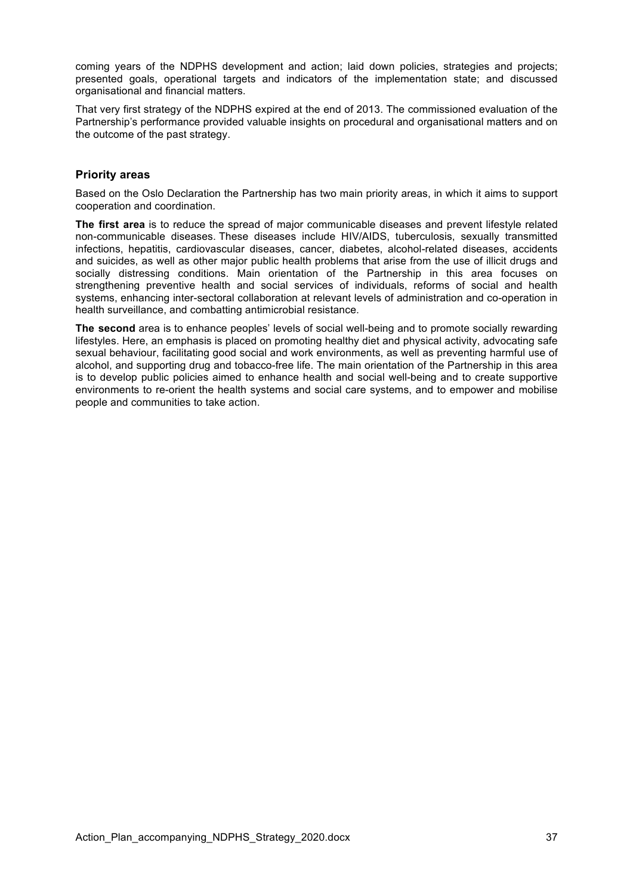coming years of the NDPHS development and action; laid down policies, strategies and projects; presented goals, operational targets and indicators of the implementation state; and discussed organisational and financial matters.

That very first strategy of the NDPHS expired at the end of 2013. The commissioned evaluation of the Partnership's performance provided valuable insights on procedural and organisational matters and on the outcome of the past strategy.

### Priority areas

Based on the Oslo Declaration the Partnership has two main priority areas, in which it aims to support cooperation and coordination.

**The first area** is to reduce the spread of major communicable diseases and prevent lifestyle related non-communicable diseases. These diseases include HIV/AIDS, tuberculosis, sexually transmitted infections, hepatitis, cardiovascular diseases, cancer, diabetes, alcohol-related diseases, accidents and suicides, as well as other major public health problems that arise from the use of illicit drugs and socially distressing conditions. Main orientation of the Partnership in this area focuses on strengthening preventive health and social services of individuals, reforms of social and health systems, enhancing inter-sectoral collaboration at relevant levels of administration and co-operation in health surveillance, and combatting antimicrobial resistance.

**The second** area is to enhance peoples' levels of social well-being and to promote socially rewarding lifestyles. Here, an emphasis is placed on promoting healthy diet and physical activity, advocating safe sexual behaviour, facilitating good social and work environments, as well as preventing harmful use of alcohol, and supporting drug and tobacco-free life. The main orientation of the Partnership in this area is to develop public policies aimed to enhance health and social well-being and to create supportive environments to re-orient the health systems and social care systems, and to empower and mobilise people and communities to take action.